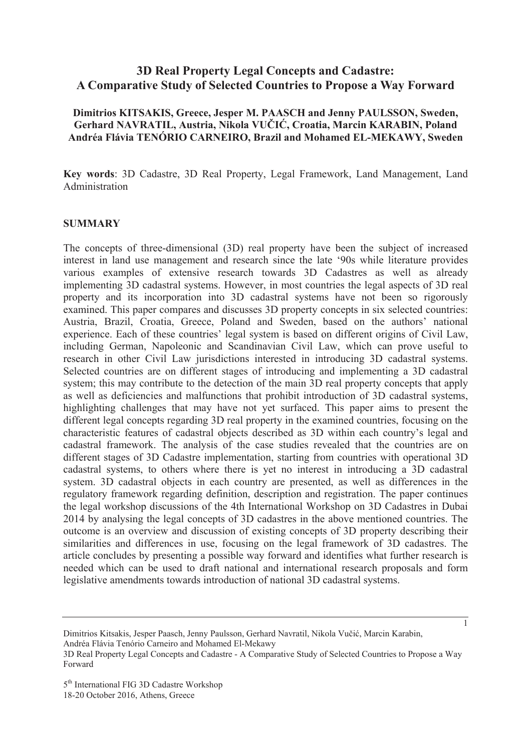# 3D Real Property Legal Concepts and Cadastre: A Comparative Study of Selected Countries to Propose a Way Forward

**Dimitrios KITSAKIS, Greece, Jesper M. PAASCH and Jenny PAULSSON, Sweden, Gerhard NAVRATIL, Austria, Nikola VUČIĆ, Croatia, Marcin KARABIN, Poland Andréa Flávia TENÓRIO CARNEIRO, Brazil and Mohamed EL-MEKAWY, Sweden**

**Key words**: 3D Cadastre, 3D Real Property, Legal Framework, Land Management, Land Administration

## SUMMARY

The concepts of three-dimensional (3D) real property have been the subject of increased interest in land use management and research since the late '90s while literature provides various examples of extensive research towards 3D Cadastres as well as already implementing 3D cadastral systems. However, in most countries the legal aspects of 3D real property and its incorporation into 3D cadastral systems have not been so rigorously examined. This paper compares and discusses 3D property concepts in six selected countries: Austria, Brazil, Croatia, Greece, Poland and Sweden, based on the authors' national experience. Each of these countries' legal system is based on different origins of Civil Law, including German, Napoleonic and Scandinavian Civil Law, which can prove useful to research in other Civil Law jurisdictions interested in introducing 3D cadastral systems. Selected countries are on different stages of introducing and implementing a 3D cadastral system; this may contribute to the detection of the main 3D real property concepts that apply as well as deficiencies and malfunctions that prohibit introduction of 3D cadastral systems, highlighting challenges that may have not yet surfaced. This paper aims to present the different legal concepts regarding 3D real property in the examined countries, focusing on the characteristic features of cadastral objects described as 3D within each country's legal and cadastral framework. The analysis of the case studies revealed that the countries are on different stages of 3D Cadastre implementation, starting from countries with operational 3D cadastral systems, to others where there is yet no interest in introducing a 3D cadastral system. 3D cadastral objects in each country are presented, as well as differences in the regulatory framework regarding definition, description and registration. The paper continues the legal workshop discussions of the 4th International Workshop on 3D Cadastres in Dubai 2014 by analysing the legal concepts of 3D cadastres in the above mentioned countries. The outcome is an overview and discussion of existing concepts of 3D property describing their similarities and differences in use, focusing on the legal framework of 3D cadastres. The article concludes by presenting a possible way forward and identifies what further research is needed which can be used to draft national and international research proposals and form legislative amendments towards introduction of national 3D cadastral systems.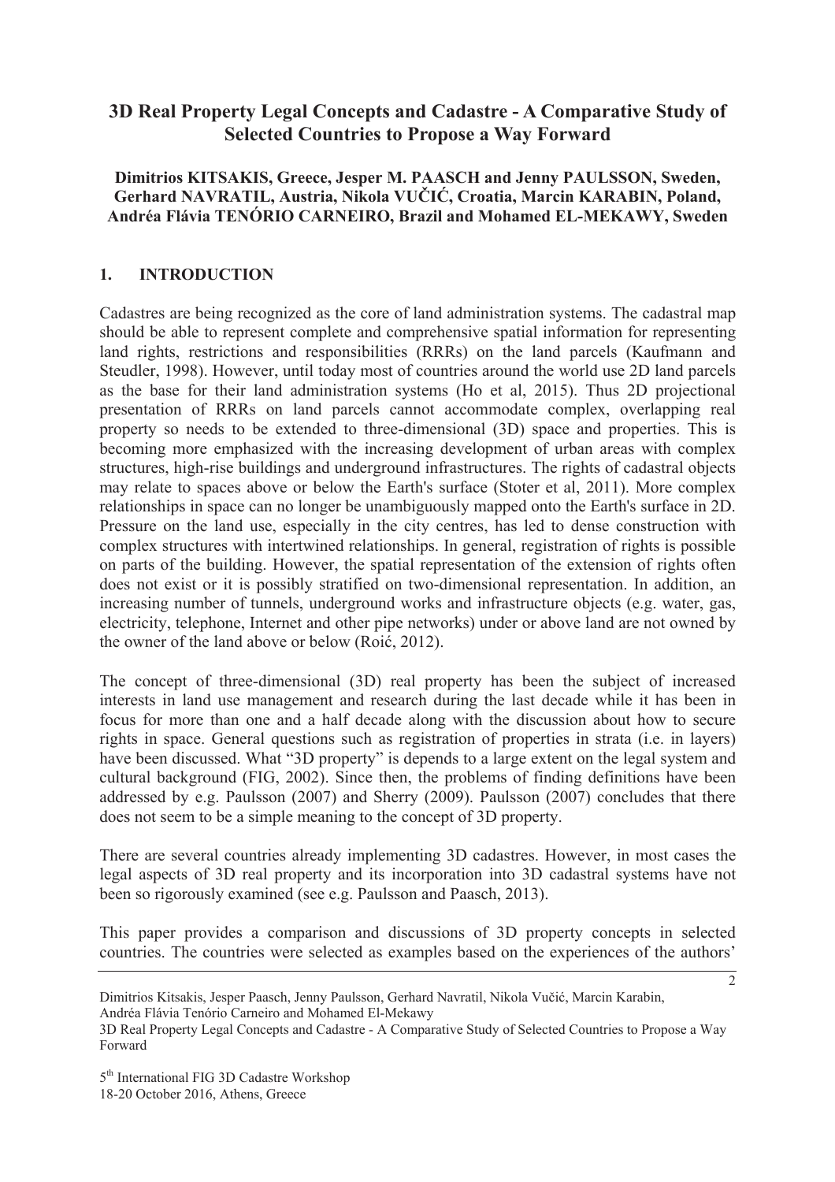# 3D Real Property Legal Concepts and Cadastre - A Comparative Study of Selected Countries to Propose a Way Forward

**Dimitrios KITSAKIS, Greece, Jesper M. PAASCH and Jenny PAULSSON, Sweden, Gerhard NAVRATIL, Austria, Nikola VUČIĆ, Croatia, Marcin KARABIN, Poland, Andréa Flávia TENÓRIO CARNEIRO, Brazil and Mohamed EL-MEKAWY, Sweden**

## 1. INTRODUCTION

Cadastres are being recognized as the core of land administration systems. The cadastral map should be able to represent complete and comprehensive spatial information for representing land rights, restrictions and responsibilities (RRRs) on the land parcels (Kaufmann and Steudler, 1998). However, until today most of countries around the world use 2D land parcels as the base for their land administration systems (Ho et al, 2015). Thus 2D projectional presentation of RRRs on land parcels cannot accommodate complex, overlapping real property so needs to be extended to three-dimensional (3D) space and properties. This is becoming more emphasized with the increasing development of urban areas with complex structures, high-rise buildings and underground infrastructures. The rights of cadastral objects may relate to spaces above or below the Earth's surface (Stoter et al, 2011). More complex relationships in space can no longer be unambiguously mapped onto the Earth's surface in 2D. Pressure on the land use, especially in the city centres, has led to dense construction with complex structures with intertwined relationships. In general, registration of rights is possible on parts of the building. However, the spatial representation of the extension of rights often does not exist or it is possibly stratified on two-dimensional representation. In addition, an increasing number of tunnels, underground works and infrastructure objects (e.g. water, gas, electricity, telephone, Internet and other pipe networks) under or above land are not owned by the owner of the land above or below (Roić, 2012).

The concept of three-dimensional (3D) real property has been the subject of increased interests in land use management and research during the last decade while it has been in focus for more than one and a half decade along with the discussion about how to secure rights in space. General questions such as registration of properties in strata (i.e. in layers) have been discussed. What "3D property" is depends to a large extent on the legal system and cultural background (FIG, 2002). Since then, the problems of finding definitions have been addressed by e.g. Paulsson (2007) and Sherry (2009). Paulsson (2007) concludes that there does not seem to be a simple meaning to the concept of 3D property.

There are several countries already implementing 3D cadastres. However, in most cases the legal aspects of 3D real property and its incorporation into 3D cadastral systems have not been so rigorously examined (see e.g. Paulsson and Paasch, 2013).

This paper provides a comparison and discussions of 3D property concepts in selected countries. The countries were selected as examples based on the experiences of the authors'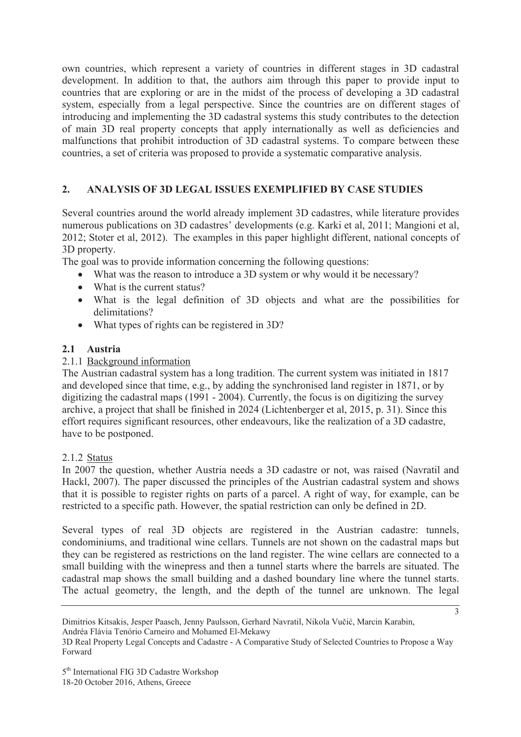own countries, which represent a variety of countries in different stages in 3D cadastral development. In addition to that, the authors aim through this paper to provide input to countries that are exploring or are in the midst of the process of developing a 3D cadastral system, especially from a legal perspective. Since the countries are on different stages of introducing and implementing the 3D cadastral systems this study contributes to the detection of main 3D real property concepts that apply internationally as well as deficiencies and malfunctions that prohibit introduction of 3D cadastral systems. To compare between these countries, a set of criteria was proposed to provide a systematic comparative analysis.

## 2. ANALYSIS OF 3D LEGAL ISSUES EXEMPLIFIED BY CASE STUDIES

Several countries around the world already implement 3D cadastres, while literature provides numerous publications on 3D cadastres' developments (e.g. Karki et al, 2011; Mangioni et al, 2012; Stoter et al, 2012). The examples in this paper highlight different, national concepts of 3D property.

The goal was to provide information concerning the following questions:

- What was the reason to introduce a 3D system or why would it be necessary?
- What is the current status?
- What is the legal definition of 3D objects and what are the possibilities for delimitations?
- What types of rights can be registered in 3D?

### 2.1 Austria

#### 2.1.1 Background information

The Austrian cadastral system has a long tradition. The current system was initiated in 1817 and developed since that time, e.g., by adding the synchronised land register in 1871, or by digitizing the cadastral maps (1991 - 2004). Currently, the focus is on digitizing the survey archive, a project that shall be finished in 2024 (Lichtenberger et al, 2015, p. 31). Since this effort requires significant resources, other endeavours, like the realization of a 3D cadastre, have to be postponed.

#### 2.1.2 Status

In 2007 the question, whether Austria needs a 3D cadastre or not, was raised (Navratil and Hackl, 2007). The paper discussed the principles of the Austrian cadastral system and shows that it is possible to register rights on parts of a parcel. A right of way, for example, can be restricted to a specific path. However, the spatial restriction can only be defined in 2D.

Several types of real 3D objects are registered in the Austrian cadastre: tunnels, condominiums, and traditional wine cellars. Tunnels are not shown on the cadastral maps but they can be registered as restrictions on the land register. The wine cellars are connected to a small building with the winepress and then a tunnel starts where the barrels are situated. The cadastral map shows the small building and a dashed boundary line where the tunnel starts. The actual geometry, the length, and the depth of the tunnel are unknown. The legal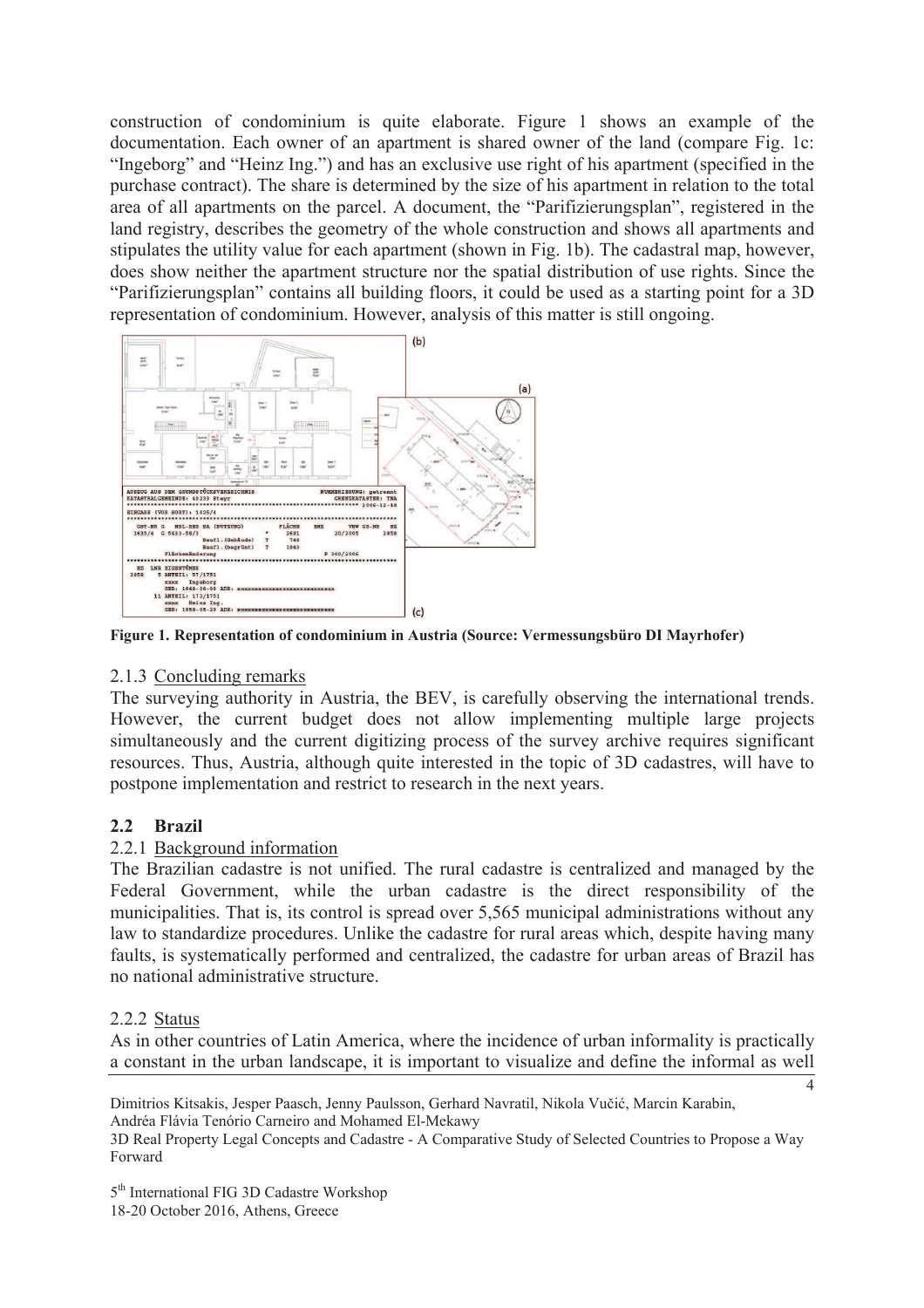construction of condominium is quite elaborate. Figure 1 shows an example of the documentation. Each owner of an apartment is shared owner of the land (compare Fig. 1c: "Ingeborg" and "Heinz Ing.") and has an exclusive use right of his apartment (specified in the purchase contract). The share is determined by the size of his apartment in relation to the total area of all apartments on the parcel. A document, the "Parifizierungsplan", registered in the land registry, describes the geometry of the whole construction and shows all apartments and stipulates the utility value for each apartment (shown in Fig. 1b). The cadastral map, however, does show neither the apartment structure nor the spatial distribution of use rights. Since the "Parifizierungsplan" contains all building floors, it could be used as a starting point for a 3D representation of condominium. However, analysis of this matter is still ongoing.

**Figure 1. Representation of condominium in Austria (Source: Vermessungsbüro DI Mayrhofer)**

#### 2.1.3 Concluding remarks

The surveying authority in Austria, the BEV, is carefully observing the international trends. However, the current budget does not allow implementing multiple large projects simultaneously and the current digitizing process of the survey archive requires significant resources. Thus, Austria, although quite interested in the topic of 3D cadastres, will have to postpone implementation and restrict to research in the next years.

### 2.2 Brazil

#### 2.2.1 Background information

The Brazilian cadastre is not unified. The rural cadastre is centralized and managed by the Federal Government, while the urban cadastre is the direct responsibility of the municipalities. That is, its control is spread over 5,565 municipal administrations without any law to standardize procedures. Unlike the cadastre for rural areas which, despite having many faults, is systematically performed and centralized, the cadastre for urban areas of Brazil has no national administrative structure.

#### 2.2.2 Status

As in other countries of Latin America, where the incidence of urban informality is practically a constant in the urban landscape, it is important to visualize and define the informal as well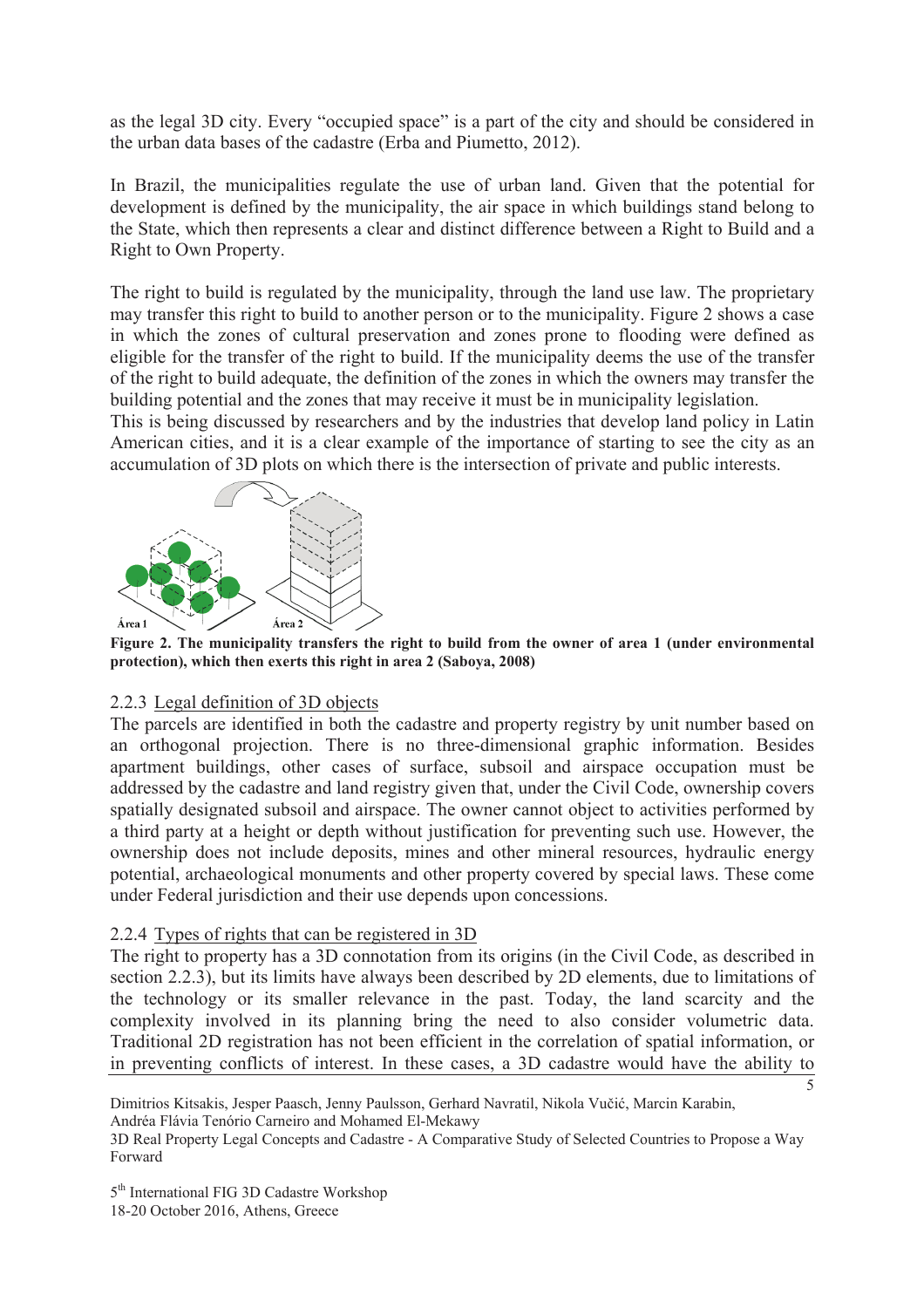as the legal 3D city. Every "occupied space" is a part of the city and should be considered in the urban data bases of the cadastre (Erba and Piumetto, 2012).

In Brazil, the municipalities regulate the use of urban land. Given that the potential for development is defined by the municipality, the air space in which buildings stand belong to the State, which then represents a clear and distinct difference between a Right to Build and a Right to Own Property.

The right to build is regulated by the municipality, through the land use law. The proprietary may transfer this right to build to another person or to the municipality. Figure 2 shows a case in which the zones of cultural preservation and zones prone to flooding were defined as eligible for the transfer of the right to build. If the municipality deems the use of the transfer of the right to build adequate, the definition of the zones in which the owners may transfer the building potential and the zones that may receive it must be in municipality legislation.
This is being discussed by researchers and by the industries that develop land policy in Latin American cities, and it is a clear example of the importance of starting to see the city as an accumulation of 3D plots on which there is the intersection of private and public interests.

**Figure 2. The municipality transfers the right to build from the owner of area 1 (under environmental protection), which then exerts this right in area 2 (Saboya, 2008)**

### 2.2.3 Legal definition of 3D objects

The parcels are identified in both the cadastre and property registry by unit number based on an orthogonal projection. There is no three-dimensional graphic information. Besides apartment buildings, other cases of surface, subsoil and airspace occupation must be addressed by the cadastre and land registry given that, under the Civil Code, ownership covers spatially designated subsoil and airspace. The owner cannot object to activities performed by a third party at a height or depth without justification for preventing such use. However, the ownership does not include deposits, mines and other mineral resources, hydraulic energy potential, archaeological monuments and other property covered by special laws. These come under Federal jurisdiction and their use depends upon concessions.

### 2.2.4 Types of rights that can be registered in 3D

The right to property has a 3D connotation from its origins (in the Civil Code, as described in section 2.2.3), but its limits have always been described by 2D elements, due to limitations of the technology or its smaller relevance in the past. Today, the land scarcity and the complexity involved in its planning bring the need to also consider volumetric data. Traditional 2D registration has not been efficient in the correlation of spatial information, or in preventing conflicts of interest. In these cases, a 3D cadastre would have the ability to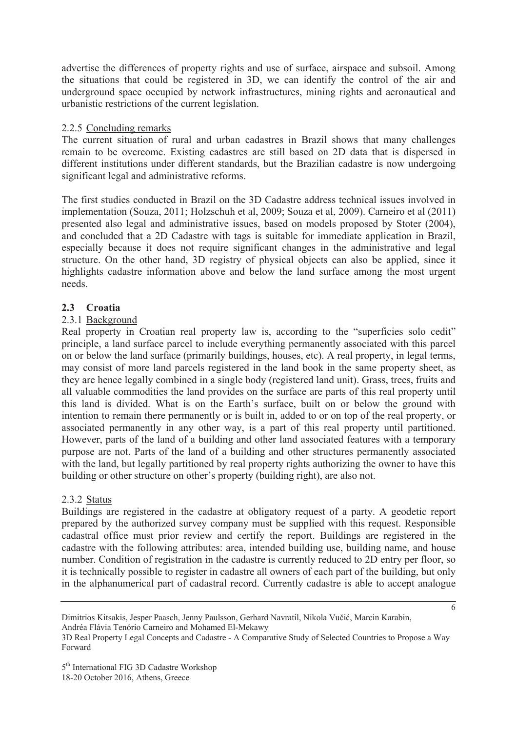advertise the differences of property rights and use of surface, airspace and subsoil. Among the situations that could be registered in 3D, we can identify the control of the air and underground space occupied by network infrastructures, mining rights and aeronautical and urbanistic restrictions of the current legislation.

#### 2.2.5 Concluding remarks

The current situation of rural and urban cadastres in Brazil shows that many challenges remain to be overcome. Existing cadastres are still based on 2D data that is dispersed in different institutions under different standards, but the Brazilian cadastre is now undergoing significant legal and administrative reforms.

The first studies conducted in Brazil on the 3D Cadastre address technical issues involved in implementation (Souza, 2011; Holzschuh et al, 2009; Souza et al, 2009). Carneiro et al (2011) presented also legal and administrative issues, based on models proposed by Stoter (2004), and concluded that a 2D Cadastre with tags is suitable for immediate application in Brazil, especially because it does not require significant changes in the administrative and legal structure. On the other hand, 3D registry of physical objects can also be applied, since it highlights cadastre information above and below the land surface among the most urgent needs.

### 2.3 Croatia

#### 2.3.1 Background

Real property in Croatian real property law is, according to the "superficies solo cedit" principle, a land surface parcel to include everything permanently associated with this parcel on or below the land surface (primarily buildings, houses, etc). A real property, in legal terms, may consist of more land parcels registered in the land book in the same property sheet, as they are hence legally combined in a single body (registered land unit). Grass, trees, fruits and all valuable commodities the land provides on the surface are parts of this real property until this land is divided. What is on the Earth's surface, built on or below the ground with intention to remain there permanently or is built in, added to or on top of the real property, or associated permanently in any other way, is a part of this real property until partitioned. However, parts of the land of a building and other land associated features with a temporary purpose are not. Parts of the land of a building and other structures permanently associated with the land, but legally partitioned by real property rights authorizing the owner to have this building or other structure on other's property (building right), are also not.

#### 2.3.2 Status

Buildings are registered in the cadastre at obligatory request of a party. A geodetic report prepared by the authorized survey company must be supplied with this request. Responsible cadastral office must prior review and certify the report. Buildings are registered in the cadastre with the following attributes: area, intended building use, building name, and house number. Condition of registration in the cadastre is currently reduced to 2D entry per floor, so it is technically possible to register in cadastre all owners of each part of the building, but only in the alphanumerical part of cadastral record. Currently cadastre is able to accept analogue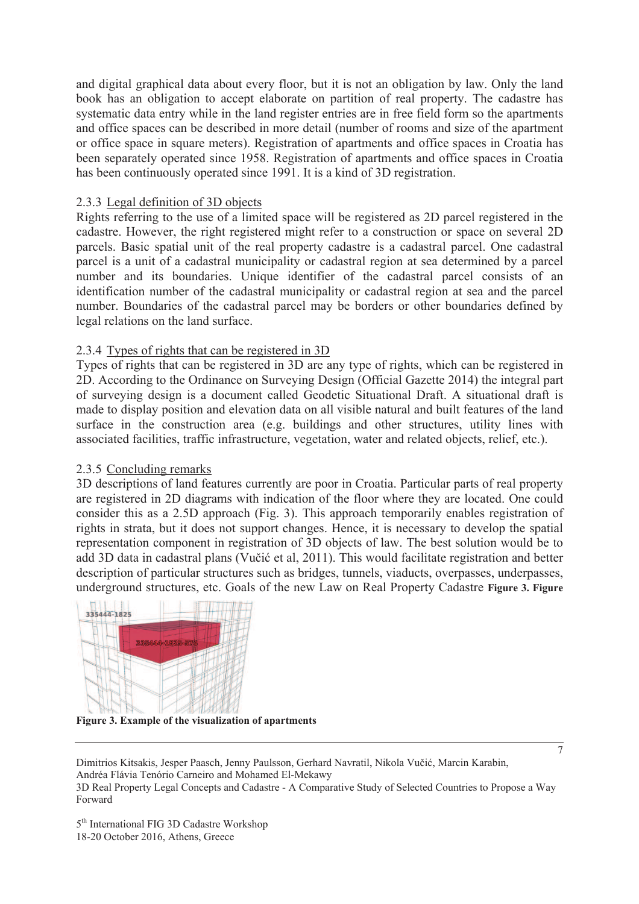and digital graphical data about every floor, but it is not an obligation by law. Only the land book has an obligation to accept elaborate on partition of real property. The cadastre has systematic data entry while in the land register entries are in free field form so the apartments and office spaces can be described in more detail (number of rooms and size of the apartment or office space in square meters). Registration of apartments and office spaces in Croatia has been separately operated since 1958. Registration of apartments and office spaces in Croatia has been continuously operated since 1991. It is a kind of 3D registration.

### 2.3.3 Legal definition of 3D objects

Rights referring to the use of a limited space will be registered as 2D parcel registered in the cadastre. However, the right registered might refer to a construction or space on several 2D parcels. Basic spatial unit of the real property cadastre is a cadastral parcel. One cadastral parcel is a unit of a cadastral municipality or cadastral region at sea determined by a parcel number and its boundaries. Unique identifier of the cadastral parcel consists of an identification number of the cadastral municipality or cadastral region at sea and the parcel number. Boundaries of the cadastral parcel may be borders or other boundaries defined by legal relations on the land surface.

### 2.3.4 Types of rights that can be registered in 3D

Types of rights that can be registered in 3D are any type of rights, which can be registered in 2D. According to the Ordinance on Surveying Design (Official Gazette 2014) the integral part of surveying design is a document called Geodetic Situational Draft. A situational draft is made to display position and elevation data on all visible natural and built features of the land surface in the construction area (e.g. buildings and other structures, utility lines with associated facilities, traffic infrastructure, vegetation, water and related objects, relief, etc.).

### 2.3.5 Concluding remarks

3D descriptions of land features currently are poor in Croatia. Particular parts of real property are registered in 2D diagrams with indication of the floor where they are located. One could consider this as a 2.5D approach (Fig. 3). This approach temporarily enables registration of rights in strata, but it does not support changes. Hence, it is necessary to develop the spatial representation component in registration of 3D objects of law. The best solution would be to add 3D data in cadastral plans (Vučić et al, 2011). This would facilitate registration and better description of particular structures such as bridges, tunnels, viaducts, overpasses, underpasses, underground structures, etc. Goals of the new Law on Real Property Cadastre **Figure 3. Figure**

**Figure 3. Example of the visualization of apartments**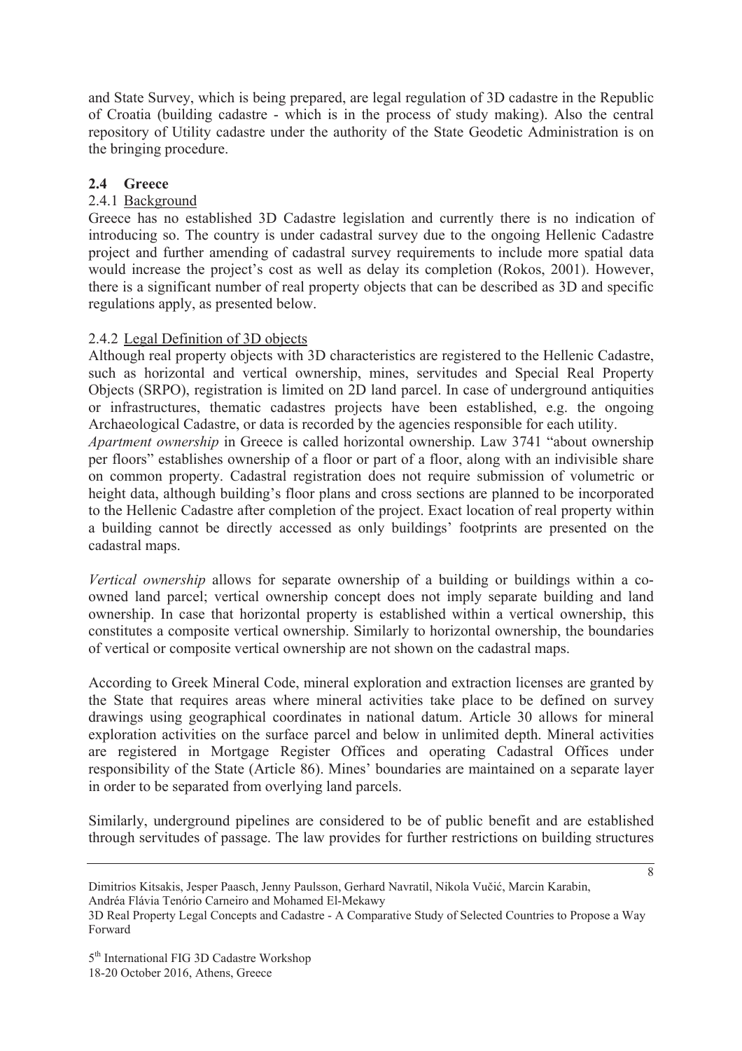and State Survey, which is being prepared, are legal regulation of 3D cadastre in the Republic of Croatia (building cadastre - which is in the process of study making). Also the central repository of Utility cadastre under the authority of the State Geodetic Administration is on the bringing procedure.

### 2.4 Greece

#### 2.4.1 Background

Greece has no established 3D Cadastre legislation and currently there is no indication of introducing so. The country is under cadastral survey due to the ongoing Hellenic Cadastre project and further amending of cadastral survey requirements to include more spatial data would increase the project's cost as well as delay its completion (Rokos, 2001). However, there is a significant number of real property objects that can be described as 3D and specific regulations apply, as presented below.

#### 2.4.2 Legal Definition of 3D objects

Although real property objects with 3D characteristics are registered to the Hellenic Cadastre, such as horizontal and vertical ownership, mines, servitudes and Special Real Property Objects (SRPO), registration is limited on 2D land parcel. In case of underground antiquities or infrastructures, thematic cadastres projects have been established, e.g. the ongoing Archaeological Cadastre, or data is recorded by the agencies responsible for each utility.

*Apartment ownership* in Greece is called horizontal ownership. Law 3741 "about ownership per floors" establishes ownership of a floor or part of a floor, along with an indivisible share on common property. Cadastral registration does not require submission of volumetric or height data, although building's floor plans and cross sections are planned to be incorporated to the Hellenic Cadastre after completion of the project. Exact location of real property within a building cannot be directly accessed as only buildings' footprints are presented on the cadastral maps.

*Vertical ownership* allows for separate ownership of a building or buildings within a co-owned land parcel; vertical ownership concept does not imply separate building and land ownership. In case that horizontal property is established within a vertical ownership, this constitutes a composite vertical ownership. Similarly to horizontal ownership, the boundaries of vertical or composite vertical ownership are not shown on the cadastral maps.

According to Greek Mineral Code, mineral exploration and extraction licenses are granted by the State that requires areas where mineral activities take place to be defined on survey drawings using geographical coordinates in national datum. Article 30 allows for mineral exploration activities on the surface parcel and below in unlimited depth. Mineral activities are registered in Mortgage Register Offices and operating Cadastral Offices under responsibility of the State (Article 86). Mines' boundaries are maintained on a separate layer in order to be separated from overlying land parcels.

Similarly, underground pipelines are considered to be of public benefit and are established through servitudes of passage. The law provides for further restrictions on building structures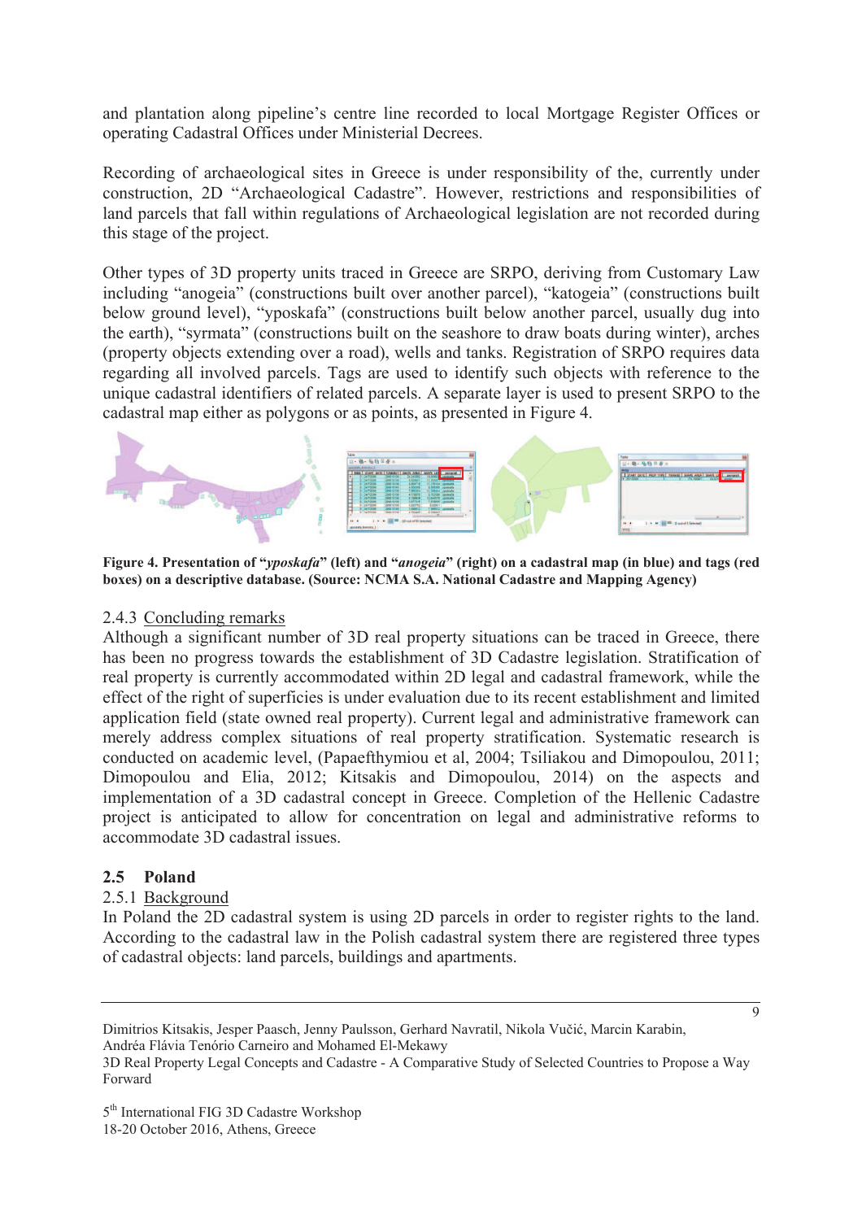and plantation along pipeline's centre line recorded to local Mortgage Register Offices or operating Cadastral Offices under Ministerial Decrees.

Recording of archaeological sites in Greece is under responsibility of the, currently under construction, 2D "Archaeological Cadastre". However, restrictions and responsibilities of land parcels that fall within regulations of Archaeological legislation are not recorded during this stage of the project.

Other types of 3D property units traced in Greece are SRPO, deriving from Customary Law including "anogeia" (constructions built over another parcel), "katogeia" (constructions built below ground level), "yposkafa" (constructions built below another parcel, usually dug into the earth), "syrmata" (constructions built on the seashore to draw boats during winter), arches (property objects extending over a road), wells and tanks. Registration of SRPO requires data regarding all involved parcels. Tags are used to identify such objects with reference to the unique cadastral identifiers of related parcels. A separate layer is used to present SRPO to the cadastral map either as polygons or as points, as presented in Figure 4.

**Figure 4. Presentation of "*yposkafa*" (left) and "*anogeia*" (right) on a cadastral map (in blue) and tags (red boxes) on a descriptive database. (Source: NCMA S.A. National Cadastre and Mapping Agency)**

### 2.4.3 Concluding remarks

Although a significant number of 3D real property situations can be traced in Greece, there has been no progress towards the establishment of 3D Cadastre legislation. Stratification of real property is currently accommodated within 2D legal and cadastral framework, while the effect of the right of superficies is under evaluation due to its recent establishment and limited application field (state owned real property). Current legal and administrative framework can merely address complex situations of real property stratification. Systematic research is conducted on academic level, (Papaefthymiou et al, 2004; Tsiliakou and Dimopoulou, 2011; Dimopoulou and Elia, 2012; Kitsakis and Dimopoulou, 2014) on the aspects and implementation of a 3D cadastral concept in Greece. Completion of the Hellenic Cadastre project is anticipated to allow for concentration on legal and administrative reforms to accommodate 3D cadastral issues.

## 2.5 Poland

### 2.5.1 Background

In Poland the 2D cadastral system is using 2D parcels in order to register rights to the land. According to the cadastral law in the Polish cadastral system there are registered three types of cadastral objects: land parcels, buildings and apartments.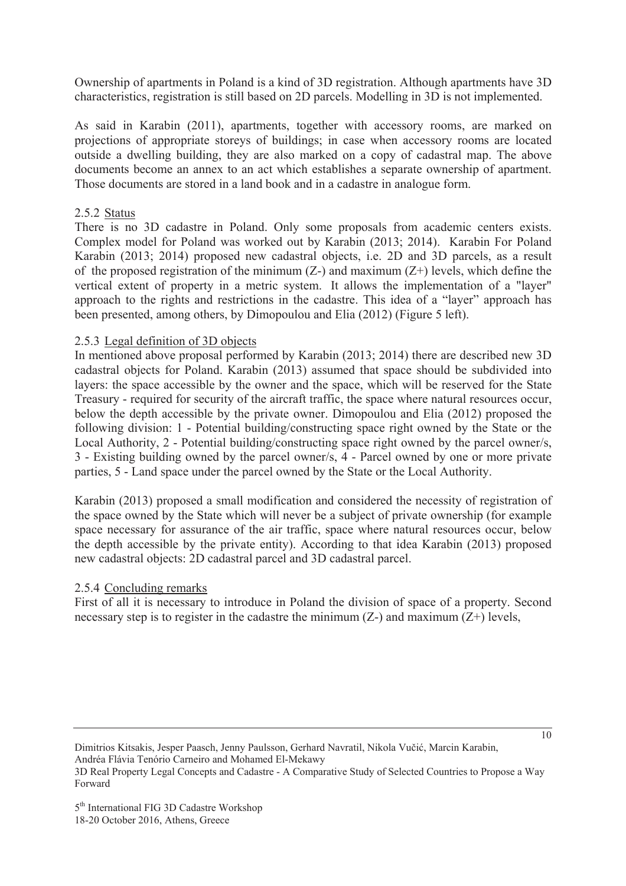Ownership of apartments in Poland is a kind of 3D registration. Although apartments have 3D characteristics, registration is still based on 2D parcels. Modelling in 3D is not implemented.

As said in Karabin (2011), apartments, together with accessory rooms, are marked on projections of appropriate storeys of buildings; in case when accessory rooms are located outside a dwelling building, they are also marked on a copy of cadastral map. The above documents become an annex to an act which establishes a separate ownership of apartment. Those documents are stored in a land book and in a cadastre in analogue form.

#### 2.5.2 Status

There is no 3D cadastre in Poland. Only some proposals from academic centers exists. Complex model for Poland was worked out by Karabin (2013; 2014). Karabin For Poland Karabin (2013; 2014) proposed new cadastral objects, i.e. 2D and 3D parcels, as a result of the proposed registration of the minimum (Z-) and maximum (Z+) levels, which define the vertical extent of property in a metric system. It allows the implementation of a "layer" approach to the rights and restrictions in the cadastre. This idea of a "layer" approach has been presented, among others, by Dimopoulou and Elia (2012) (Figure 5 left).

#### 2.5.3 Legal definition of 3D objects

In mentioned above proposal performed by Karabin (2013; 2014) there are described new 3D cadastral objects for Poland. Karabin (2013) assumed that space should be subdivided into layers: the space accessible by the owner and the space, which will be reserved for the State Treasury - required for security of the aircraft traffic, the space where natural resources occur, below the depth accessible by the private owner. Dimopoulou and Elia (2012) proposed the following division: 1 - Potential building/constructing space right owned by the State or the Local Authority, 2 - Potential building/constructing space right owned by the parcel owner/s, 3 - Existing building owned by the parcel owner/s, 4 - Parcel owned by one or more private parties, 5 - Land space under the parcel owned by the State or the Local Authority.

Karabin (2013) proposed a small modification and considered the necessity of registration of the space owned by the State which will never be a subject of private ownership (for example space necessary for assurance of the air traffic, space where natural resources occur, below the depth accessible by the private entity). According to that idea Karabin (2013) proposed new cadastral objects: 2D cadastral parcel and 3D cadastral parcel.

#### 2.5.4 Concluding remarks

First of all it is necessary to introduce in Poland the division of space of a property. Second necessary step is to register in the cadastre the minimum (Z-) and maximum (Z+) levels,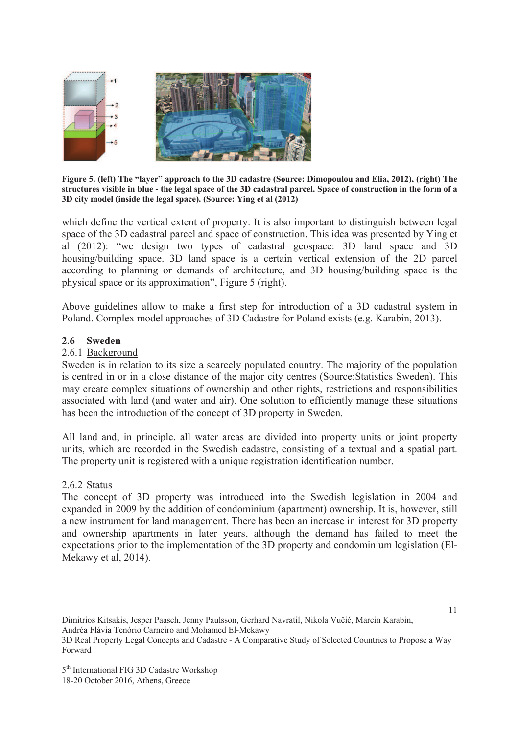Figure 5. (left) The "layer" approach to the 3D cadastre (Source: Dimopoulou and Elia, 2012), (right) The structures visible in blue - the legal space of the 3D cadastral parcel. Space of construction in the form of a 3D city model (inside the legal space). (Source: Ying et al (2012)

which define the vertical extent of property. It is also important to distinguish between legal space of the 3D cadastral parcel and space of construction. This idea was presented by Ying et al (2012): "we design two types of cadastral geospace: 3D land space and 3D housing/building space. 3D land space is a certain vertical extension of the 2D parcel according to planning or demands of architecture, and 3D housing/building space is the physical space or its approximation", Figure 5 (right).

Above guidelines allow to make a first step for introduction of a 3D cadastral system in Poland. Complex model approaches of 3D Cadastre for Poland exists (e.g. Karabin, 2013).

## 2.6 Sweden

### 2.6.1 Background

Sweden is in relation to its size a scarcely populated country. The majority of the population is centred in or in a close distance of the major city centres (Source:Statistics Sweden). This may create complex situations of ownership and other rights, restrictions and responsibilities associated with land (and water and air). One solution to efficiently manage these situations has been the introduction of the concept of 3D property in Sweden.

All land and, in principle, all water areas are divided into property units or joint property units, which are recorded in the Swedish cadastre, consisting of a textual and a spatial part. The property unit is registered with a unique registration identification number.

### 2.6.2 Status

The concept of 3D property was introduced into the Swedish legislation in 2004 and expanded in 2009 by the addition of condominium (apartment) ownership. It is, however, still a new instrument for land management. There has been an increase in interest for 3D property and ownership apartments in later years, although the demand has failed to meet the expectations prior to the implementation of the 3D property and condominium legislation (El-Mekawy et al, 2014).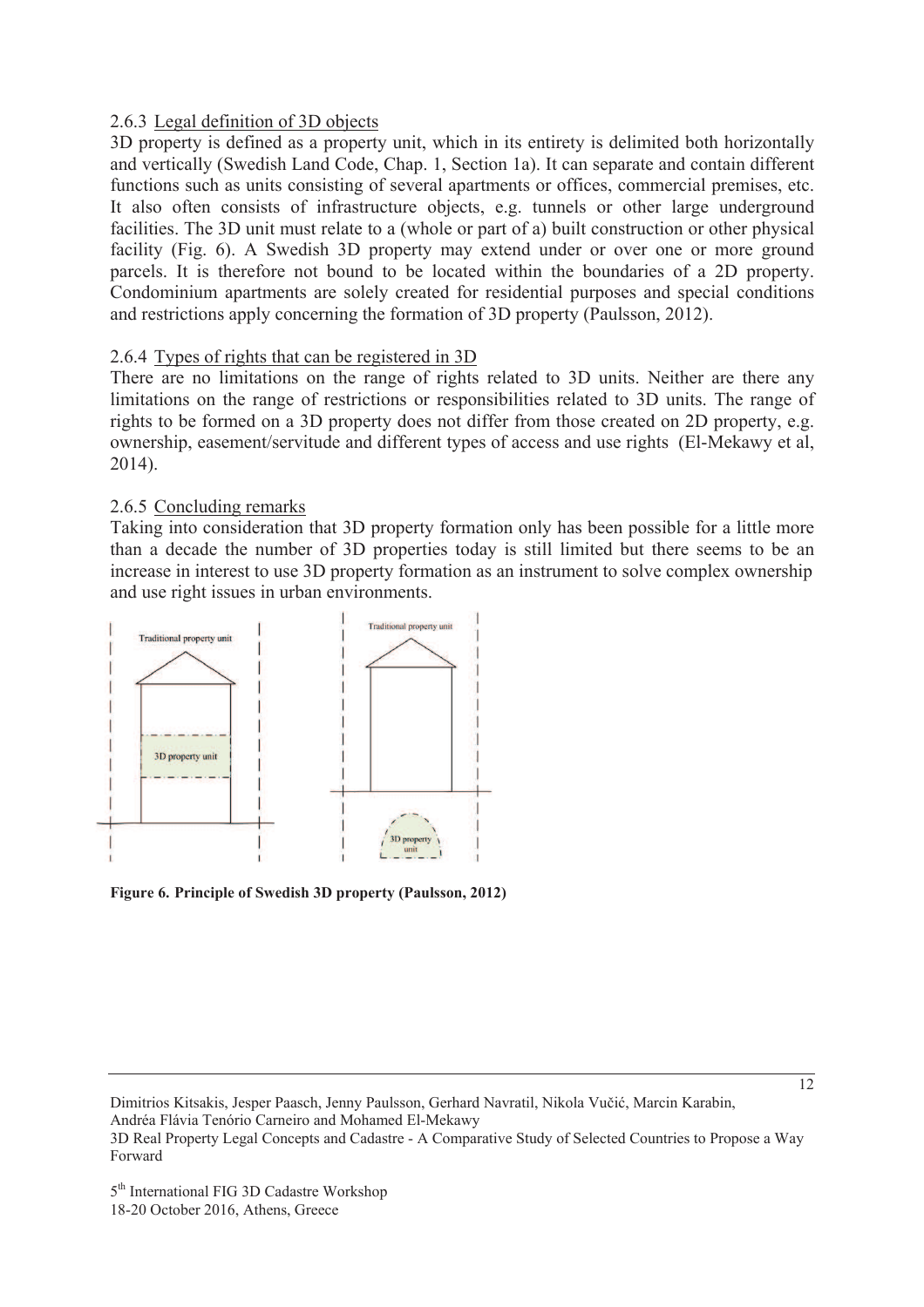### 2.6.3 Legal definition of 3D objects

3D property is defined as a property unit, which in its entirety is delimited both horizontally and vertically (Swedish Land Code, Chap. 1, Section 1a). It can separate and contain different functions such as units consisting of several apartments or offices, commercial premises, etc. It also often consists of infrastructure objects, e.g. tunnels or other large underground facilities. The 3D unit must relate to a (whole or part of a) built construction or other physical facility (Fig. 6). A Swedish 3D property may extend under or over one or more ground parcels. It is therefore not bound to be located within the boundaries of a 2D property. Condominium apartments are solely created for residential purposes and special conditions and restrictions apply concerning the formation of 3D property (Paulsson, 2012).

### 2.6.4 Types of rights that can be registered in 3D

There are no limitations on the range of rights related to 3D units. Neither are there any limitations on the range of restrictions or responsibilities related to 3D units. The range of rights to be formed on a 3D property does not differ from those created on 2D property, e.g. ownership, easement/servitude and different types of access and use rights (El-Mekawy et al, 2014).

### 2.6.5 Concluding remarks

Taking into consideration that 3D property formation only has been possible for a little more than a decade the number of 3D properties today is still limited but there seems to be an increase in interest to use 3D property formation as an instrument to solve complex ownership and use right issues in urban environments.

**Figure 6. Principle of Swedish 3D property (Paulsson, 2012)**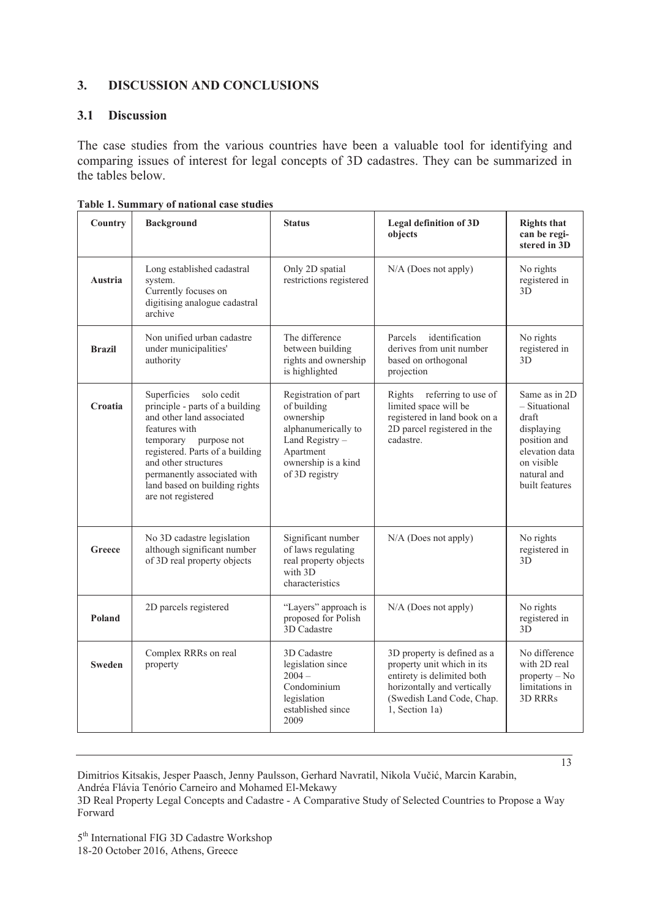## 3. DISCUSSION AND CONCLUSIONS

### 3.1 Discussion

The case studies from the various countries have been a valuable tool for identifying and comparing issues of interest for legal concepts of 3D cadastres. They can be summarized in the tables below.

**Table 1. Summary of national case studies**

| Country | Background | Status | Legal definition of 3D objects | Rights that can be registered in 3D |
|---|---|---|---|---|
| **Austria** | Long established cadastral system. Currently focuses on digitising analogue cadastral archive | Only 2D spatial restrictions registered | N/A (Does not apply) | No rights registered in 3D |
| **Brazil** | Non unified urban cadastre under municipalities' authority | The difference between building rights and ownership is highlighted | Parcels identification derives from unit number based on orthogonal projection | No rights registered in 3D |
| **Croatia** | Superficies solo cedit principle - parts of a building and other land associated features with temporary purpose not registered. Parts of a building and other structures permanently associated with land based on building rights are not registered | Registration of part of building ownership alphanumerically to Land Registry – Apartment ownership is a kind of 3D registry | Rights referring to use of limited space will be registered in land book on a 2D parcel registered in the cadastre. | Same as in 2D – Situational draft displaying position and elevation data on visible natural and built features |
| **Greece** | No 3D cadastre legislation although significant number of 3D real property objects | Significant number of laws regulating real property objects with 3D characteristics | N/A (Does not apply) | No rights registered in 3D |
| **Poland** | 2D parcels registered | "Layers" approach is proposed for Polish 3D Cadastre | N/A (Does not apply) | No rights registered in 3D |
| **Sweden** | Complex RRRs on real property | 3D Cadastre legislation since 2004 – Condominium legislation established since 2009 | 3D property is defined as a property unit which in its entirety is delimited both horizontally and vertically (Swedish Land Code, Chap. 1, Section 1a) | No difference with 2D real property – No limitations in 3D RRRs |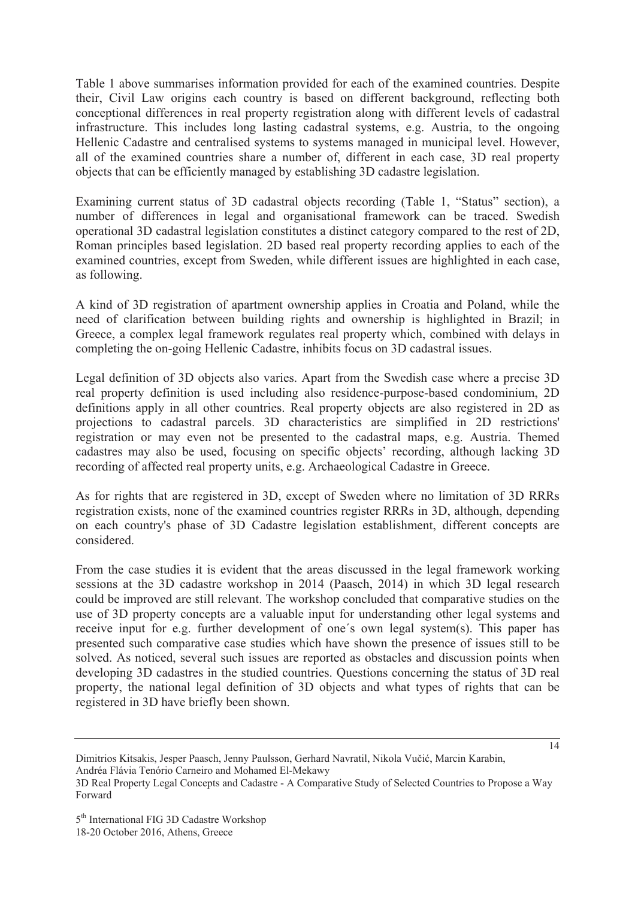Table 1 above summarises information provided for each of the examined countries. Despite their, Civil Law origins each country is based on different background, reflecting both conceptional differences in real property registration along with different levels of cadastral infrastructure. This includes long lasting cadastral systems, e.g. Austria, to the ongoing Hellenic Cadastre and centralised systems to systems managed in municipal level. However, all of the examined countries share a number of, different in each case, 3D real property objects that can be efficiently managed by establishing 3D cadastre legislation.

Examining current status of 3D cadastral objects recording (Table 1, "Status" section), a number of differences in legal and organisational framework can be traced. Swedish operational 3D cadastral legislation constitutes a distinct category compared to the rest of 2D, Roman principles based legislation. 2D based real property recording applies to each of the examined countries, except from Sweden, while different issues are highlighted in each case, as following.

A kind of 3D registration of apartment ownership applies in Croatia and Poland, while the need of clarification between building rights and ownership is highlighted in Brazil; in Greece, a complex legal framework regulates real property which, combined with delays in completing the on-going Hellenic Cadastre, inhibits focus on 3D cadastral issues.

Legal definition of 3D objects also varies. Apart from the Swedish case where a precise 3D real property definition is used including also residence-purpose-based condominium, 2D definitions apply in all other countries. Real property objects are also registered in 2D as projections to cadastral parcels. 3D characteristics are simplified in 2D restrictions' registration or may even not be presented to the cadastral maps, e.g. Austria. Themed cadastres may also be used, focusing on specific objects' recording, although lacking 3D recording of affected real property units, e.g. Archaeological Cadastre in Greece.

As for rights that are registered in 3D, except of Sweden where no limitation of 3D RRRs registration exists, none of the examined countries register RRRs in 3D, although, depending on each country's phase of 3D Cadastre legislation establishment, different concepts are considered.

From the case studies it is evident that the areas discussed in the legal framework working sessions at the 3D cadastre workshop in 2014 (Paasch, 2014) in which 3D legal research could be improved are still relevant. The workshop concluded that comparative studies on the use of 3D property concepts are a valuable input for understanding other legal systems and receive input for e.g. further development of one´s own legal system(s). This paper has presented such comparative case studies which have shown the presence of issues still to be solved. As noticed, several such issues are reported as obstacles and discussion points when developing 3D cadastres in the studied countries. Questions concerning the status of 3D real property, the national legal definition of 3D objects and what types of rights that can be registered in 3D have briefly been shown.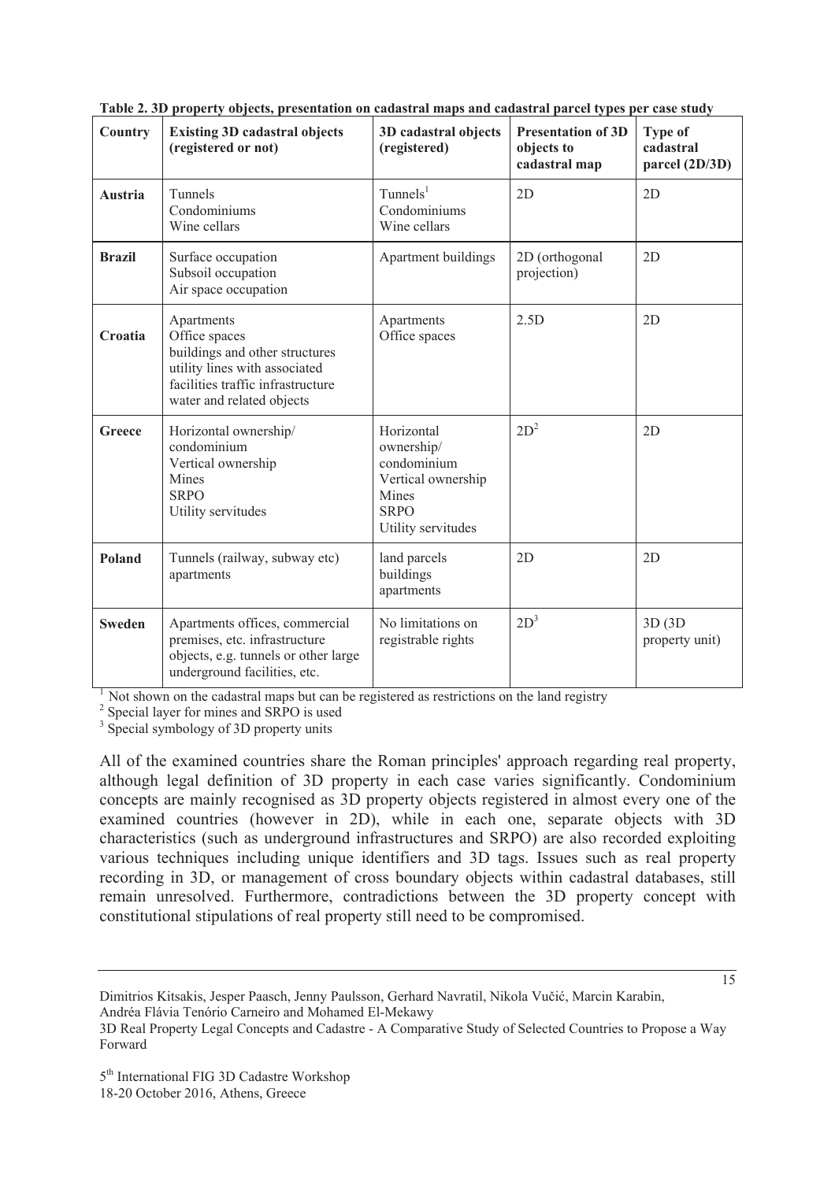**Table 2. 3D property objects, presentation on cadastral maps and cadastral parcel types per case study**

| Country | Existing 3D cadastral objects (registered or not) | 3D cadastral objects (registered) | Presentation of 3D objects to cadastral map | Type of cadastral parcel (2D/3D) |
|---|---|---|---|---|
| **Austria** | Tunnels<br>Condominiums<br>Wine cellars | Tunnels[1]<br>Condominiums<br>Wine cellars | 2D | 2D |
| **Brazil** | Surface occupation<br>Subsoil occupation<br>Air space occupation | Apartment buildings | 2D (orthogonal projection) | 2D |
| **Croatia** | Apartments<br>Office spaces<br>buildings and other structures<br>utility lines with associated facilities traffic infrastructure<br>water and related objects | Apartments<br>Office spaces | 2.5D | 2D |
| **Greece** | Horizontal ownership/ condominium<br>Vertical ownership<br>Mines<br>SRPO<br>Utility servitudes | Horizontal ownership/ condominium<br>Vertical ownership<br>Mines<br>SRPO<br>Utility servitudes | 2D[2] | 2D |
| **Poland** | Tunnels (railway, subway etc)<br>apartments | land parcels<br>buildings<br>apartments | 2D | 2D |
| **Sweden** | Apartments offices, commercial premises, etc. infrastructure objects, e.g. tunnels or other large underground facilities, etc. | No limitations on registrable rights | 2D[3] | 3D (3D property unit) |

[1] Not shown on the cadastral maps but can be registered as restrictions on the land registry
[2] Special layer for mines and SRPO is used
[3] Special symbology of 3D property units

All of the examined countries share the Roman principles' approach regarding real property, although legal definition of 3D property in each case varies significantly. Condominium concepts are mainly recognised as 3D property objects registered in almost every one of the examined countries (however in 2D), while in each one, separate objects with 3D characteristics (such as underground infrastructures and SRPO) are also recorded exploiting various techniques including unique identifiers and 3D tags. Issues such as real property recording in 3D, or management of cross boundary objects within cadastral databases, still remain unresolved. Furthermore, contradictions between the 3D property concept with constitutional stipulations of real property still need to be compromised.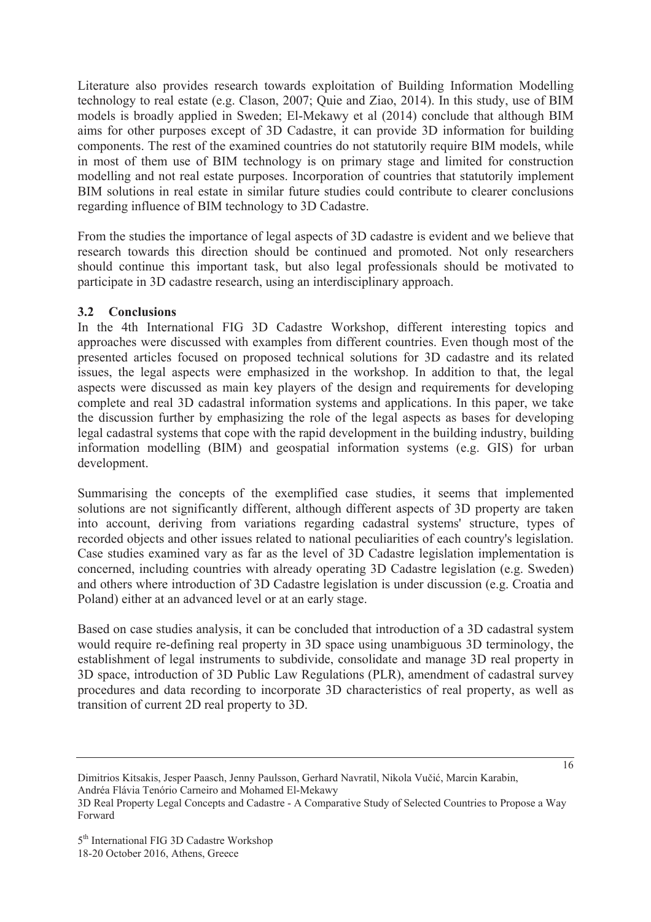Literature also provides research towards exploitation of Building Information Modelling technology to real estate (e.g. Clason, 2007; Quie and Ziao, 2014). In this study, use of BIM models is broadly applied in Sweden; El-Mekawy et al (2014) conclude that although BIM aims for other purposes except of 3D Cadastre, it can provide 3D information for building components. The rest of the examined countries do not statutorily require BIM models, while in most of them use of BIM technology is on primary stage and limited for construction modelling and not real estate purposes. Incorporation of countries that statutorily implement BIM solutions in real estate in similar future studies could contribute to clearer conclusions regarding influence of BIM technology to 3D Cadastre.

From the studies the importance of legal aspects of 3D cadastre is evident and we believe that research towards this direction should be continued and promoted. Not only researchers should continue this important task, but also legal professionals should be motivated to participate in 3D cadastre research, using an interdisciplinary approach.

### 3.2 Conclusions

In the 4th International FIG 3D Cadastre Workshop, different interesting topics and approaches were discussed with examples from different countries. Even though most of the presented articles focused on proposed technical solutions for 3D cadastre and its related issues, the legal aspects were emphasized in the workshop. In addition to that, the legal aspects were discussed as main key players of the design and requirements for developing complete and real 3D cadastral information systems and applications. In this paper, we take the discussion further by emphasizing the role of the legal aspects as bases for developing legal cadastral systems that cope with the rapid development in the building industry, building information modelling (BIM) and geospatial information systems (e.g. GIS) for urban development.

Summarising the concepts of the exemplified case studies, it seems that implemented solutions are not significantly different, although different aspects of 3D property are taken into account, deriving from variations regarding cadastral systems' structure, types of recorded objects and other issues related to national peculiarities of each country's legislation. Case studies examined vary as far as the level of 3D Cadastre legislation implementation is concerned, including countries with already operating 3D Cadastre legislation (e.g. Sweden) and others where introduction of 3D Cadastre legislation is under discussion (e.g. Croatia and Poland) either at an advanced level or at an early stage.

Based on case studies analysis, it can be concluded that introduction of a 3D cadastral system would require re-defining real property in 3D space using unambiguous 3D terminology, the establishment of legal instruments to subdivide, consolidate and manage 3D real property in 3D space, introduction of 3D Public Law Regulations (PLR), amendment of cadastral survey procedures and data recording to incorporate 3D characteristics of real property, as well as transition of current 2D real property to 3D.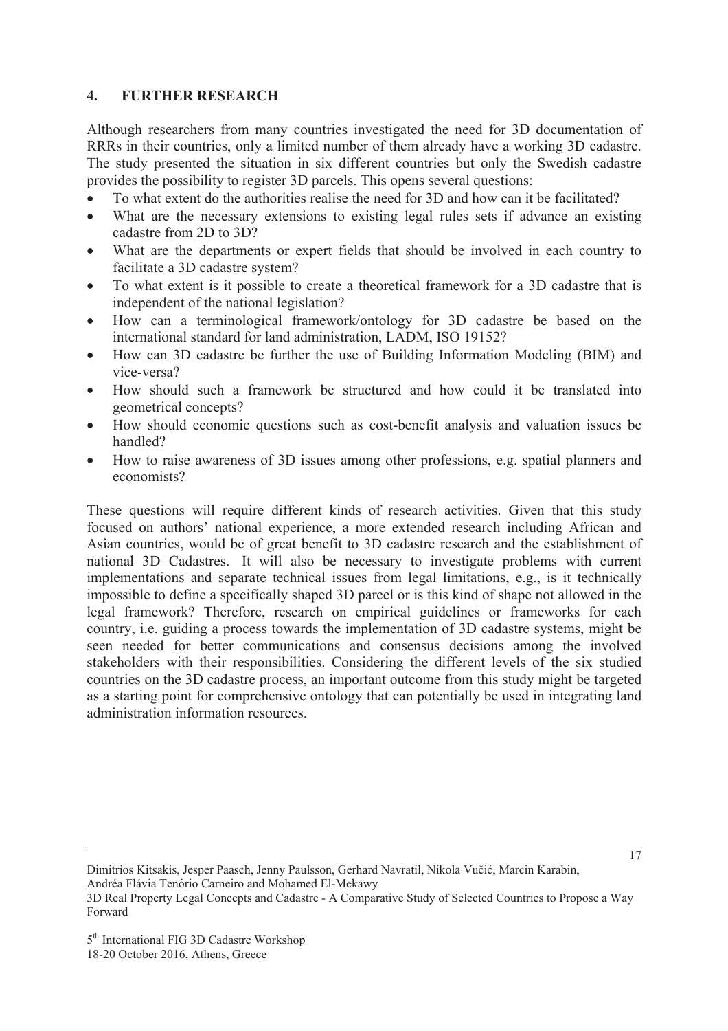## 4. FURTHER RESEARCH

Although researchers from many countries investigated the need for 3D documentation of RRRs in their countries, only a limited number of them already have a working 3D cadastre. The study presented the situation in six different countries but only the Swedish cadastre provides the possibility to register 3D parcels. This opens several questions:

- To what extent do the authorities realise the need for 3D and how can it be facilitated?
- What are the necessary extensions to existing legal rules sets if advance an existing cadastre from 2D to 3D?
- What are the departments or expert fields that should be involved in each country to facilitate a 3D cadastre system?
- To what extent is it possible to create a theoretical framework for a 3D cadastre that is independent of the national legislation?
- How can a terminological framework/ontology for 3D cadastre be based on the international standard for land administration, LADM, ISO 19152?
- How can 3D cadastre be further the use of Building Information Modeling (BIM) and vice-versa?
- How should such a framework be structured and how could it be translated into geometrical concepts?
- How should economic questions such as cost-benefit analysis and valuation issues be handled?
- How to raise awareness of 3D issues among other professions, e.g. spatial planners and economists?

These questions will require different kinds of research activities. Given that this study focused on authors' national experience, a more extended research including African and Asian countries, would be of great benefit to 3D cadastre research and the establishment of national 3D Cadastres. It will also be necessary to investigate problems with current implementations and separate technical issues from legal limitations, e.g., is it technically impossible to define a specifically shaped 3D parcel or is this kind of shape not allowed in the legal framework? Therefore, research on empirical guidelines or frameworks for each country, i.e. guiding a process towards the implementation of 3D cadastre systems, might be seen needed for better communications and consensus decisions among the involved stakeholders with their responsibilities. Considering the different levels of the six studied countries on the 3D cadastre process, an important outcome from this study might be targeted as a starting point for comprehensive ontology that can potentially be used in integrating land administration information resources.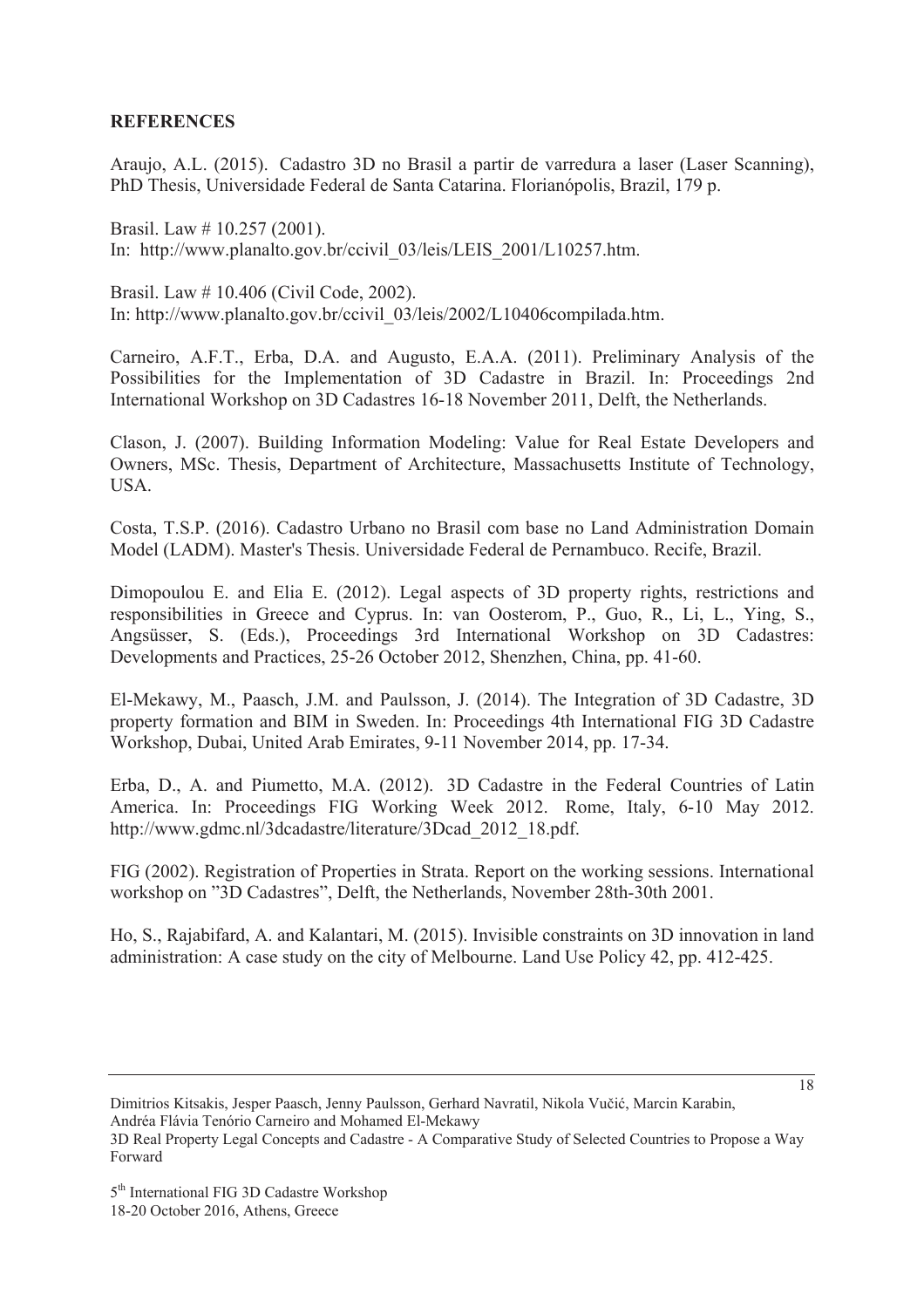**REFERENCES**

Araujo, A.L. (2015). Cadastro 3D no Brasil a partir de varredura a laser (Laser Scanning), PhD Thesis, Universidade Federal de Santa Catarina. Florianópolis, Brazil, 179 p.

Brasil. Law # 10.257 (2001).
In: http://www.planalto.gov.br/ccivil_03/leis/LEIS_2001/L10257.htm.

Brasil. Law # 10.406 (Civil Code, 2002).
In: http://www.planalto.gov.br/ccivil_03/leis/2002/L10406compilada.htm.

Carneiro, A.F.T., Erba, D.A. and Augusto, E.A.A. (2011). Preliminary Analysis of the Possibilities for the Implementation of 3D Cadastre in Brazil. In: Proceedings 2nd International Workshop on 3D Cadastres 16-18 November 2011, Delft, the Netherlands.

Clason, J. (2007). Building Information Modeling: Value for Real Estate Developers and Owners, MSc. Thesis, Department of Architecture, Massachusetts Institute of Technology, USA.

Costa, T.S.P. (2016). Cadastro Urbano no Brasil com base no Land Administration Domain Model (LADM). Master's Thesis. Universidade Federal de Pernambuco. Recife, Brazil.

Dimopoulou E. and Elia E. (2012). Legal aspects of 3D property rights, restrictions and responsibilities in Greece and Cyprus. In: van Oosterom, P., Guo, R., Li, L., Ying, S., Angsüsser, S. (Eds.), Proceedings 3rd International Workshop on 3D Cadastres: Developments and Practices, 25-26 October 2012, Shenzhen, China, pp. 41-60.

El-Mekawy, M., Paasch, J.M. and Paulsson, J. (2014). The Integration of 3D Cadastre, 3D property formation and BIM in Sweden. In: Proceedings 4th International FIG 3D Cadastre Workshop, Dubai, United Arab Emirates, 9-11 November 2014, pp. 17-34.

Erba, D., A. and Piumetto, M.A. (2012). 3D Cadastre in the Federal Countries of Latin America. In: Proceedings FIG Working Week 2012. Rome, Italy, 6-10 May 2012. http://www.gdmc.nl/3dcadastre/literature/3Dcad_2012_18.pdf.

FIG (2002). Registration of Properties in Strata. Report on the working sessions. International workshop on "3D Cadastres", Delft, the Netherlands, November 28th-30th 2001.

Ho, S., Rajabifard, A. and Kalantari, M. (2015). Invisible constraints on 3D innovation in land administration: A case study on the city of Melbourne. Land Use Policy 42, pp. 412-425.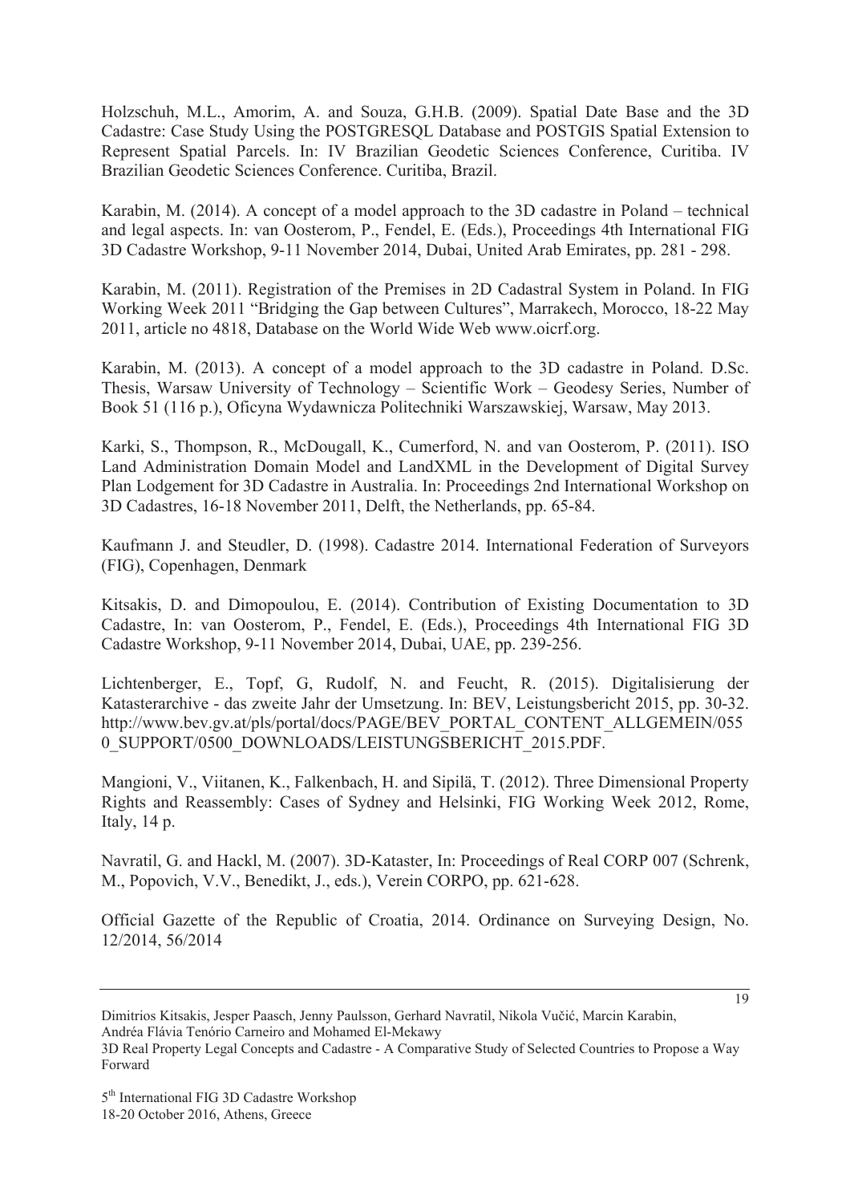Holzschuh, M.L., Amorim, A. and Souza, G.H.B. (2009). Spatial Date Base and the 3D Cadastre: Case Study Using the POSTGRESQL Database and POSTGIS Spatial Extension to Represent Spatial Parcels. In: IV Brazilian Geodetic Sciences Conference, Curitiba. IV Brazilian Geodetic Sciences Conference. Curitiba, Brazil.

Karabin, M. (2014). A concept of a model approach to the 3D cadastre in Poland – technical and legal aspects. In: van Oosterom, P., Fendel, E. (Eds.), Proceedings 4th International FIG 3D Cadastre Workshop, 9-11 November 2014, Dubai, United Arab Emirates, pp. 281 - 298.

Karabin, M. (2011). Registration of the Premises in 2D Cadastral System in Poland. In FIG Working Week 2011 "Bridging the Gap between Cultures", Marrakech, Morocco, 18-22 May 2011, article no 4818, Database on the World Wide Web www.oicrf.org.

Karabin, M. (2013). A concept of a model approach to the 3D cadastre in Poland. D.Sc. Thesis, Warsaw University of Technology – Scientific Work – Geodesy Series, Number of Book 51 (116 p.), Oficyna Wydawnicza Politechniki Warszawskiej, Warsaw, May 2013.

Karki, S., Thompson, R., McDougall, K., Cumerford, N. and van Oosterom, P. (2011). ISO Land Administration Domain Model and LandXML in the Development of Digital Survey Plan Lodgement for 3D Cadastre in Australia. In: Proceedings 2nd International Workshop on 3D Cadastres, 16-18 November 2011, Delft, the Netherlands, pp. 65-84.

Kaufmann J. and Steudler, D. (1998). Cadastre 2014. International Federation of Surveyors (FIG), Copenhagen, Denmark

Kitsakis, D. and Dimopoulou, E. (2014). Contribution of Existing Documentation to 3D Cadastre, In: van Oosterom, P., Fendel, E. (Eds.), Proceedings 4th International FIG 3D Cadastre Workshop, 9-11 November 2014, Dubai, UAE, pp. 239-256.

Lichtenberger, E., Topf, G, Rudolf, N. and Feucht, R. (2015). Digitalisierung der Katasterarchive - das zweite Jahr der Umsetzung. In: BEV, Leistungsbericht 2015, pp. 30-32. http://www.bev.gv.at/pls/portal/docs/PAGE/BEV_PORTAL_CONTENT_ALLGEMEIN/0550_SUPPORT/0500_DOWNLOADS/LEISTUNGSBERICHT_2015.PDF.

Mangioni, V., Viitanen, K., Falkenbach, H. and Sipilä, T. (2012). Three Dimensional Property Rights and Reassembly: Cases of Sydney and Helsinki, FIG Working Week 2012, Rome, Italy, 14 p.

Navratil, G. and Hackl, M. (2007). 3D-Kataster, In: Proceedings of Real CORP 007 (Schrenk, M., Popovich, V.V., Benedikt, J., eds.), Verein CORPO, pp. 621-628.

Official Gazette of the Republic of Croatia, 2014. Ordinance on Surveying Design, No. 12/2014, 56/2014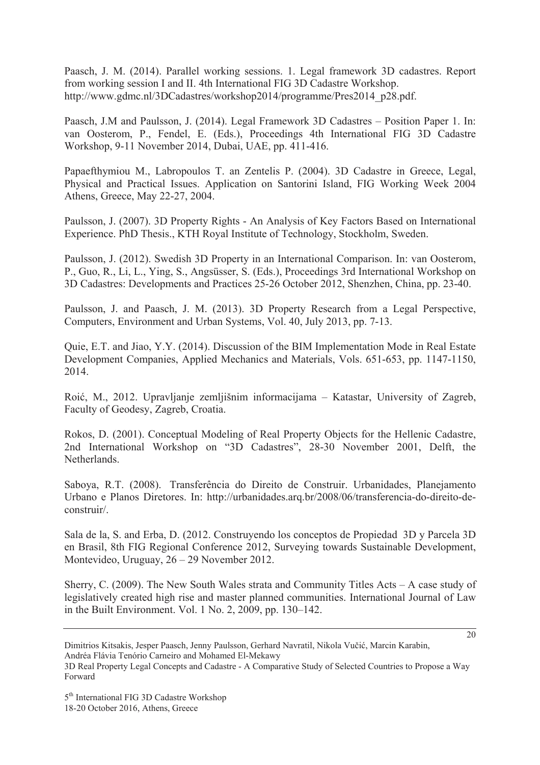Paasch, J. M. (2014). Parallel working sessions. 1. Legal framework 3D cadastres. Report from working session I and II. 4th International FIG 3D Cadastre Workshop. http://www.gdmc.nl/3DCadastres/workshop2014/programme/Pres2014_p28.pdf.

Paasch, J.M and Paulsson, J. (2014). Legal Framework 3D Cadastres – Position Paper 1. In: van Oosterom, P., Fendel, E. (Eds.), Proceedings 4th International FIG 3D Cadastre Workshop, 9-11 November 2014, Dubai, UAE, pp. 411-416.

Papaefthymiou M., Labropoulos T. an Zentelis P. (2004). 3D Cadastre in Greece, Legal, Physical and Practical Issues. Application on Santorini Island, FIG Working Week 2004 Athens, Greece, May 22-27, 2004.

Paulsson, J. (2007). 3D Property Rights - An Analysis of Key Factors Based on International Experience. PhD Thesis., KTH Royal Institute of Technology, Stockholm, Sweden.

Paulsson, J. (2012). Swedish 3D Property in an International Comparison. In: van Oosterom, P., Guo, R., Li, L., Ying, S., Angsüsser, S. (Eds.), Proceedings 3rd International Workshop on 3D Cadastres: Developments and Practices 25-26 October 2012, Shenzhen, China, pp. 23-40.

Paulsson, J. and Paasch, J. M. (2013). 3D Property Research from a Legal Perspective, Computers, Environment and Urban Systems, Vol. 40, July 2013, pp. 7-13.

Quie, E.T. and Jiao, Y.Y. (2014). Discussion of the BIM Implementation Mode in Real Estate Development Companies, Applied Mechanics and Materials, Vols. 651-653, pp. 1147-1150, 2014.

Roić, M., 2012. Upravljanje zemljišnim informacijama – Katastar, University of Zagreb, Faculty of Geodesy, Zagreb, Croatia.

Rokos, D. (2001). Conceptual Modeling of Real Property Objects for the Hellenic Cadastre, 2nd International Workshop on "3D Cadastres", 28-30 November 2001, Delft, the Netherlands.

Saboya, R.T. (2008). Transferência do Direito de Construir. Urbanidades, Planejamento Urbano e Planos Diretores. In: http://urbanidades.arq.br/2008/06/transferencia-do-direito-de-construir/.

Sala de la, S. and Erba, D. (2012. Construyendo los conceptos de Propiedad 3D y Parcela 3D en Brasil, 8th FIG Regional Conference 2012, Surveying towards Sustainable Development, Montevideo, Uruguay, 26 – 29 November 2012.

Sherry, C. (2009). The New South Wales strata and Community Titles Acts – A case study of legislatively created high rise and master planned communities. International Journal of Law in the Built Environment. Vol. 1 No. 2, 2009, pp. 130–142.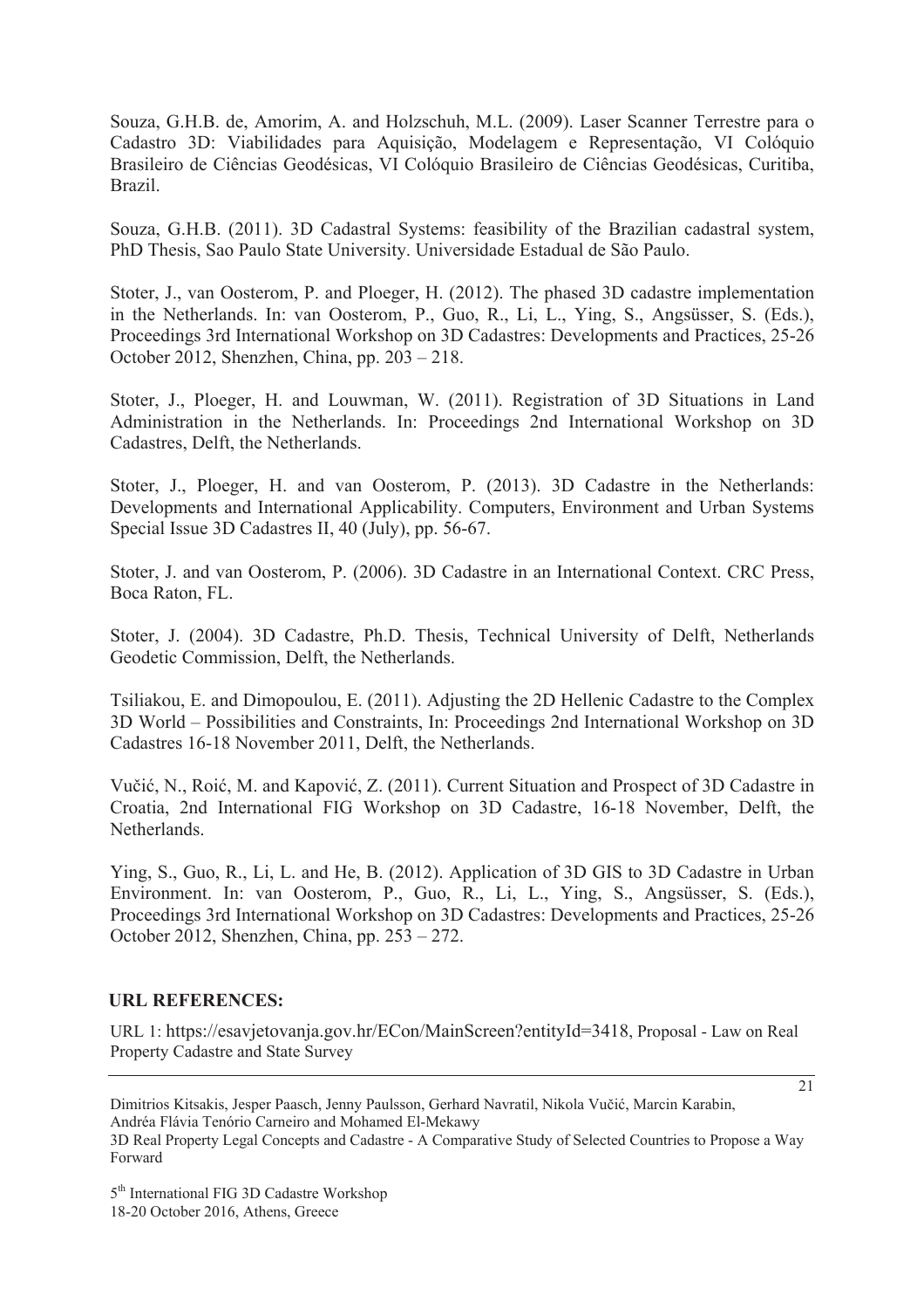Souza, G.H.B. de, Amorim, A. and Holzschuh, M.L. (2009). Laser Scanner Terrestre para o Cadastro 3D: Viabilidades para Aquisição, Modelagem e Representação, VI Colóquio Brasileiro de Ciências Geodésicas, VI Colóquio Brasileiro de Ciências Geodésicas, Curitiba, Brazil.

Souza, G.H.B. (2011). 3D Cadastral Systems: feasibility of the Brazilian cadastral system, PhD Thesis, Sao Paulo State University. Universidade Estadual de São Paulo.

Stoter, J., van Oosterom, P. and Ploeger, H. (2012). The phased 3D cadastre implementation in the Netherlands. In: van Oosterom, P., Guo, R., Li, L., Ying, S., Angsüsser, S. (Eds.), Proceedings 3rd International Workshop on 3D Cadastres: Developments and Practices, 25-26 October 2012, Shenzhen, China, pp. 203 – 218.

Stoter, J., Ploeger, H. and Louwman, W. (2011). Registration of 3D Situations in Land Administration in the Netherlands. In: Proceedings 2nd International Workshop on 3D Cadastres, Delft, the Netherlands.

Stoter, J., Ploeger, H. and van Oosterom, P. (2013). 3D Cadastre in the Netherlands: Developments and International Applicability. Computers, Environment and Urban Systems Special Issue 3D Cadastres II, 40 (July), pp. 56-67.

Stoter, J. and van Oosterom, P. (2006). 3D Cadastre in an International Context. CRC Press, Boca Raton, FL.

Stoter, J. (2004). 3D Cadastre, Ph.D. Thesis, Technical University of Delft, Netherlands Geodetic Commission, Delft, the Netherlands.

Tsiliakou, E. and Dimopoulou, E. (2011). Adjusting the 2D Hellenic Cadastre to the Complex 3D World – Possibilities and Constraints, In: Proceedings 2nd International Workshop on 3D Cadastres 16-18 November 2011, Delft, the Netherlands.

Vučić, N., Roić, M. and Kapović, Z. (2011). Current Situation and Prospect of 3D Cadastre in Croatia, 2nd International FIG Workshop on 3D Cadastre, 16-18 November, Delft, the Netherlands.

Ying, S., Guo, R., Li, L. and He, B. (2012). Application of 3D GIS to 3D Cadastre in Urban Environment. In: van Oosterom, P., Guo, R., Li, L., Ying, S., Angsüsser, S. (Eds.), Proceedings 3rd International Workshop on 3D Cadastres: Developments and Practices, 25-26 October 2012, Shenzhen, China, pp. 253 – 272.

## URL REFERENCES:

URL 1: https://esavjetovanja.gov.hr/ECon/MainScreen?entityId=3418, Proposal - Law on Real Property Cadastre and State Survey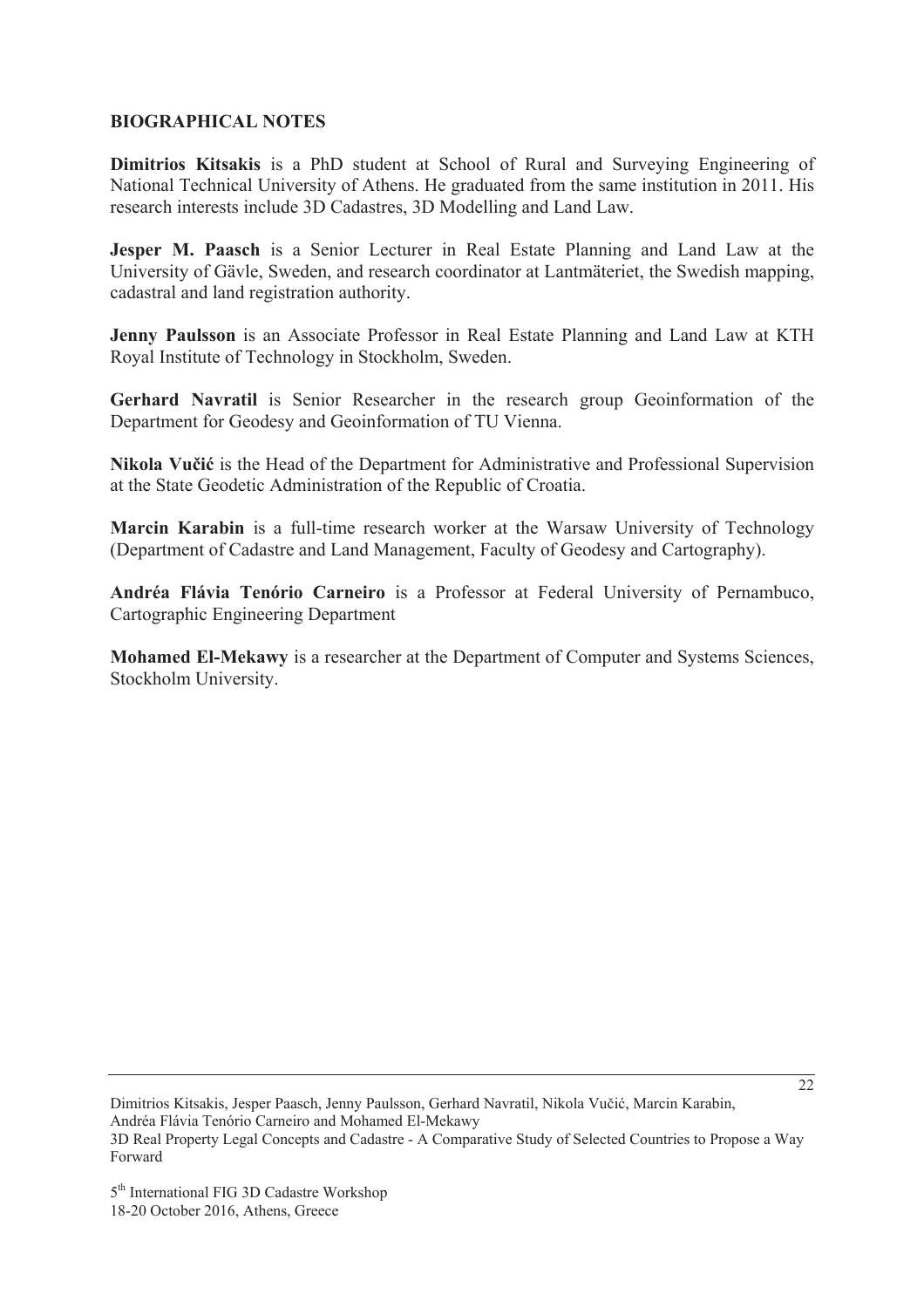## BIOGRAPHICAL NOTES

**Dimitrios Kitsakis** is a PhD student at School of Rural and Surveying Engineering of National Technical University of Athens. He graduated from the same institution in 2011. His research interests include 3D Cadastres, 3D Modelling and Land Law.

**Jesper M. Paasch** is a Senior Lecturer in Real Estate Planning and Land Law at the University of Gävle, Sweden, and research coordinator at Lantmäteriet, the Swedish mapping, cadastral and land registration authority.

**Jenny Paulsson** is an Associate Professor in Real Estate Planning and Land Law at KTH Royal Institute of Technology in Stockholm, Sweden.

**Gerhard Navratil** is Senior Researcher in the research group Geoinformation of the Department for Geodesy and Geoinformation of TU Vienna.

**Nikola Vučić** is the Head of the Department for Administrative and Professional Supervision at the State Geodetic Administration of the Republic of Croatia.

**Marcin Karabin** is a full-time research worker at the Warsaw University of Technology (Department of Cadastre and Land Management, Faculty of Geodesy and Cartography).

**Andréa Flávia Tenório Carneiro** is a Professor at Federal University of Pernambuco, Cartographic Engineering Department

**Mohamed El-Mekawy** is a researcher at the Department of Computer and Systems Sciences, Stockholm University.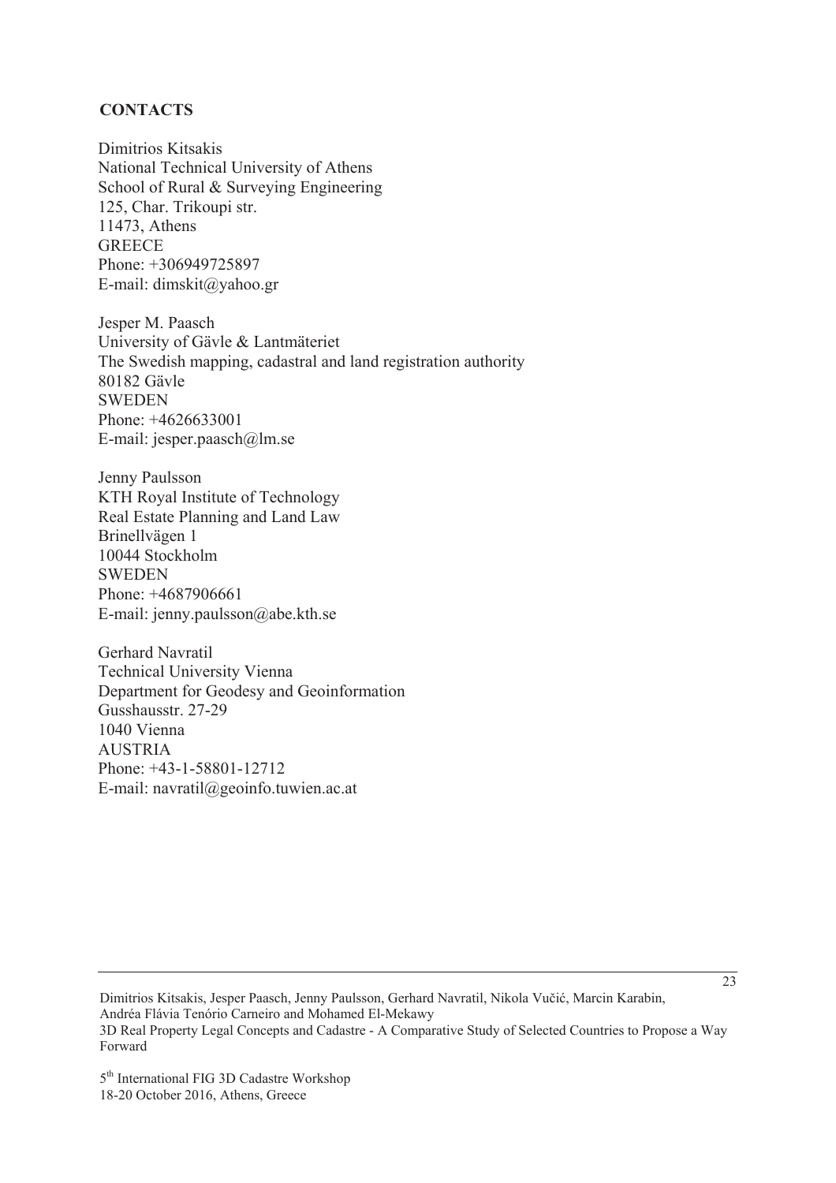## CONTACTS

Dimitrios Kitsakis
National Technical University of Athens
School of Rural & Surveying Engineering
125, Char. Trikoupi str.
11473, Athens
GREECE
Phone: +306949725897
E-mail: dimskit@yahoo.gr

Jesper M. Paasch
University of Gävle & Lantmäteriet
The Swedish mapping, cadastral and land registration authority
80182 Gävle
SWEDEN
Phone: +4626633001
E-mail: jesper.paasch@lm.se

Jenny Paulsson
KTH Royal Institute of Technology
Real Estate Planning and Land Law
Brinellvägen 1
10044 Stockholm
SWEDEN
Phone: +4687906661
E-mail: jenny.paulsson@abe.kth.se

Gerhard Navratil
Technical University Vienna
Department for Geodesy and Geoinformation
Gusshausstr. 27-29
1040 Vienna
AUSTRIA
Phone: +43-1-58801-12712
E-mail: navratil@geoinfo.tuwien.ac.at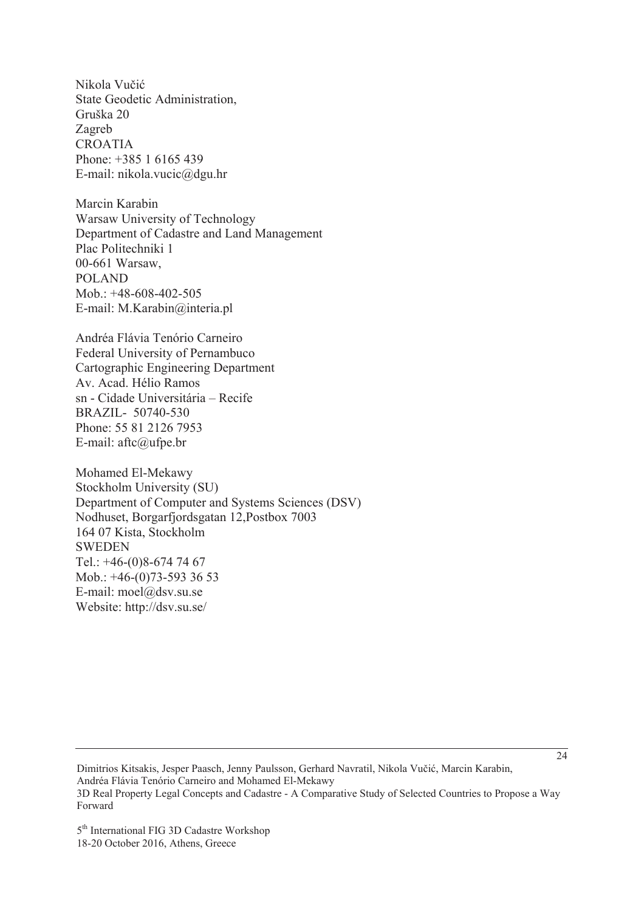Nikola Vučić
State Geodetic Administration,
Gruška 20
Zagreb
CROATIA
Phone: +385 1 6165 439
E-mail: nikola.vucic@dgu.hr

Marcin Karabin
Warsaw University of Technology
Department of Cadastre and Land Management
Plac Politechniki 1
00-661 Warsaw,
POLAND
Mob.: +48-608-402-505
E-mail: M.Karabin@interia.pl

Andréa Flávia Tenório Carneiro
Federal University of Pernambuco
Cartographic Engineering Department
Av. Acad. Hélio Ramos
sn - Cidade Universitária – Recife
BRAZIL- 50740-530
Phone: 55 81 2126 7953
E-mail: aftc@ufpe.br

Mohamed El-Mekawy
Stockholm University (SU)
Department of Computer and Systems Sciences (DSV)
Nodhuset, Borgarfjordsgatan 12,Postbox 7003
164 07 Kista, Stockholm
SWEDEN
Tel.: +46-(0)8-674 74 67
Mob.: +46-(0)73-593 36 53
E-mail: moel@dsv.su.se
Website: http://dsv.su.se/